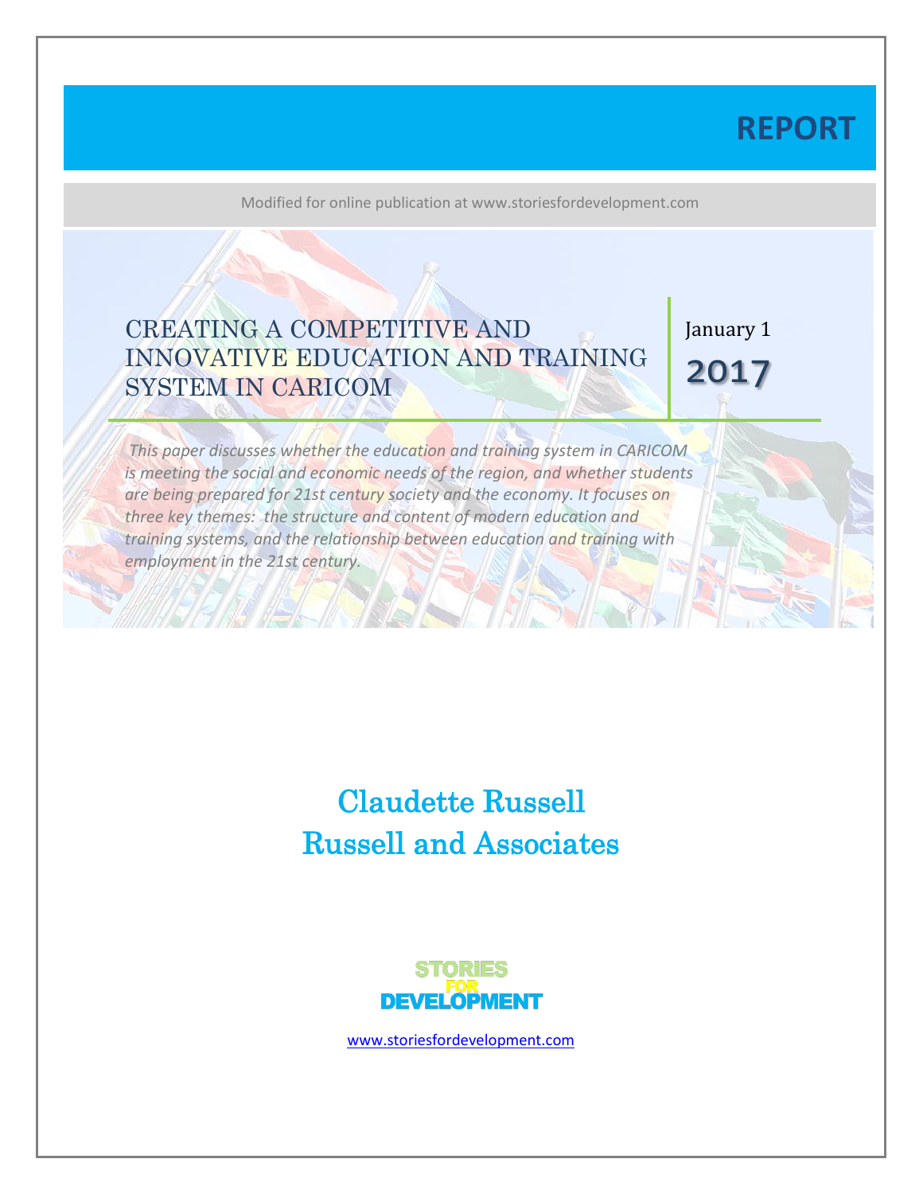# REPORT

Modified for online publication at www.storiesfordevelopment.com

## CREATING A COMPETITIVE AND INNOVATIVE EDUCATION AND TRAINING SYSTEM IN CARICOM

January 1

**2017**

*This paper discusses whether the education and training system in CARICOM is meeting the social and economic needs of the region, and whether students are being prepared for 21st century society and the economy. It focuses on three key themes: the structure and content of modern education and training systems, and the relationship between education and training with employment in the 21st century.*

Claudette Russell

Russell and Associates

STORIES FOR DEVELOPMENT

www.storiesfordevelopment.com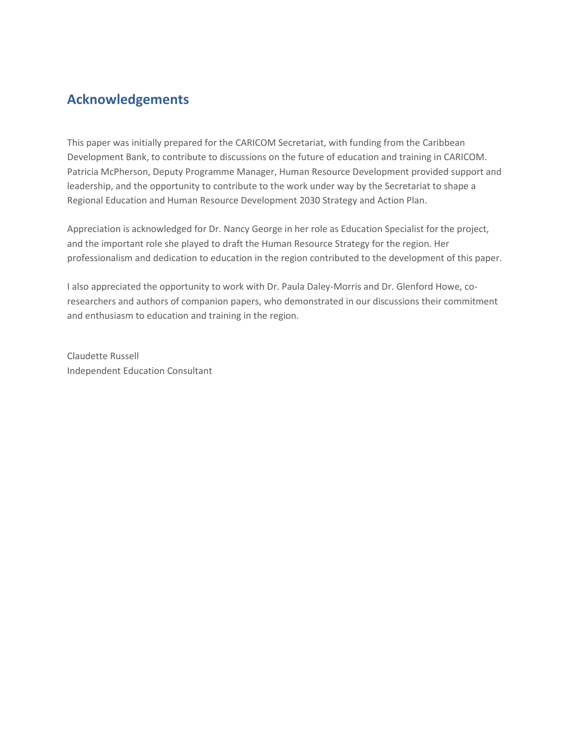## Acknowledgements

This paper was initially prepared for the CARICOM Secretariat, with funding from the Caribbean Development Bank, to contribute to discussions on the future of education and training in CARICOM. Patricia McPherson, Deputy Programme Manager, Human Resource Development provided support and leadership, and the opportunity to contribute to the work under way by the Secretariat to shape a Regional Education and Human Resource Development 2030 Strategy and Action Plan.

Appreciation is acknowledged for Dr. Nancy George in her role as Education Specialist for the project, and the important role she played to draft the Human Resource Strategy for the region. Her professionalism and dedication to education in the region contributed to the development of this paper.

I also appreciated the opportunity to work with Dr. Paula Daley-Morris and Dr. Glenford Howe, co-researchers and authors of companion papers, who demonstrated in our discussions their commitment and enthusiasm to education and training in the region.

Claudette Russell
Independent Education Consultant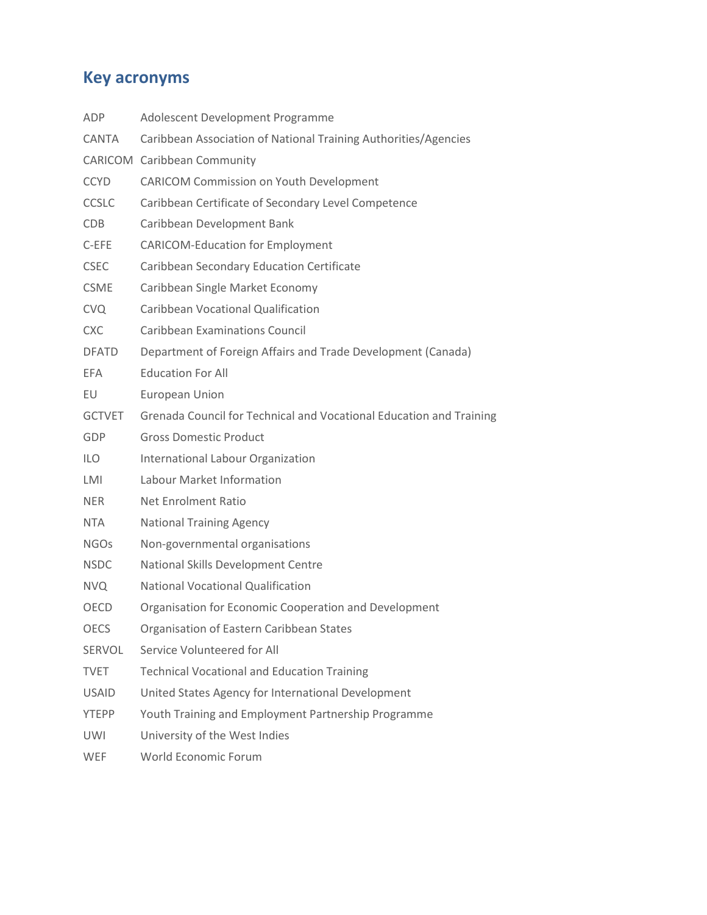## Key acronyms

| | |
|---|---|
| ADP | Adolescent Development Programme |
| CANTA | Caribbean Association of National Training Authorities/Agencies |
| CARICOM | Caribbean Community |
| CCYD | CARICOM Commission on Youth Development |
| CCSLC | Caribbean Certificate of Secondary Level Competence |
| CDB | Caribbean Development Bank |
| C-EFE | CARICOM-Education for Employment |
| CSEC | Caribbean Secondary Education Certificate |
| CSME | Caribbean Single Market Economy |
| CVQ | Caribbean Vocational Qualification |
| CXC | Caribbean Examinations Council |
| DFATD | Department of Foreign Affairs and Trade Development (Canada) |
| EFA | Education For All |
| EU | European Union |
| GCTVET | Grenada Council for Technical and Vocational Education and Training |
| GDP | Gross Domestic Product |
| ILO | International Labour Organization |
| LMI | Labour Market Information |
| NER | Net Enrolment Ratio |
| NTA | National Training Agency |
| NGOs | Non-governmental organisations |
| NSDC | National Skills Development Centre |
| NVQ | National Vocational Qualification |
| OECD | Organisation for Economic Cooperation and Development |
| OECS | Organisation of Eastern Caribbean States |
| SERVOL | Service Volunteered for All |
| TVET | Technical Vocational and Education Training |
| USAID | United States Agency for International Development |
| YTEPP | Youth Training and Employment Partnership Programme |
| UWI | University of the West Indies |
| WEF | World Economic Forum |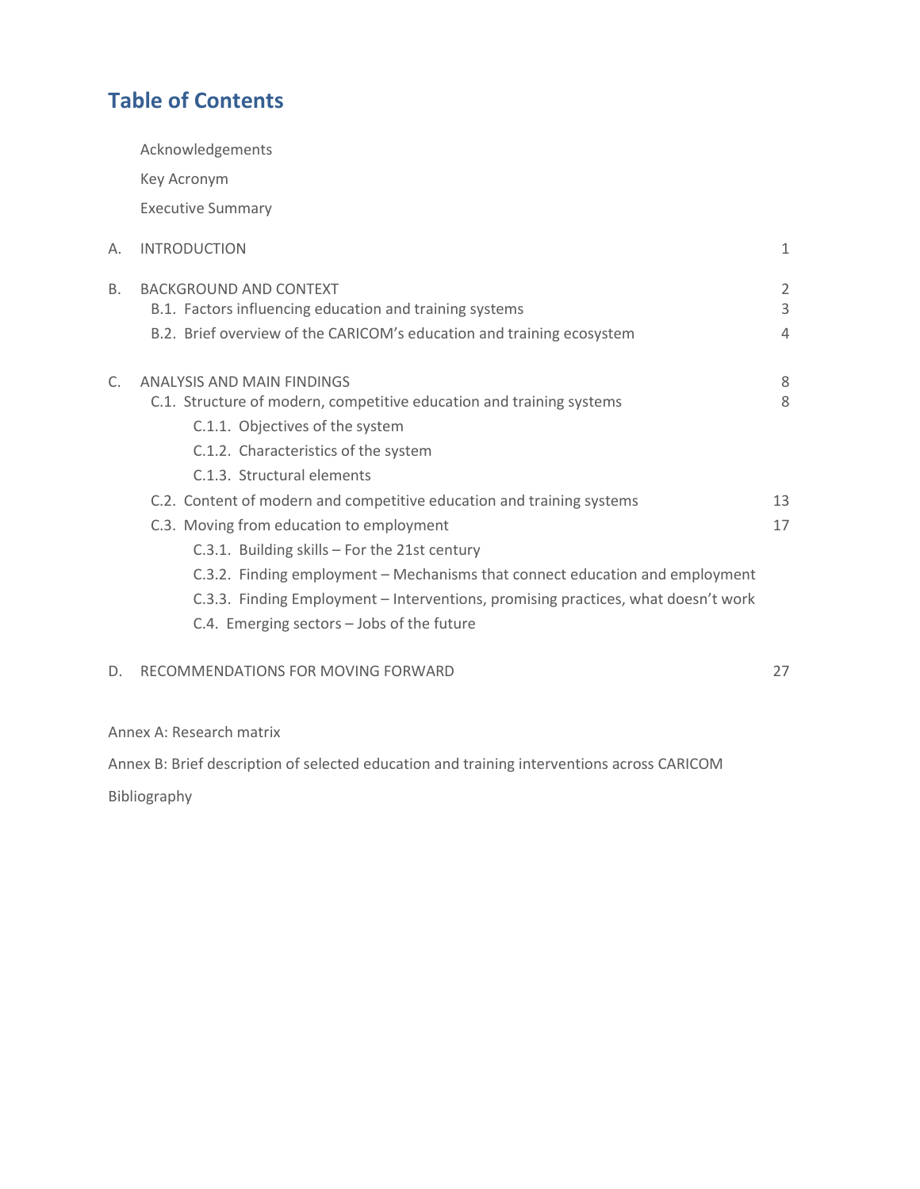## Table of Contents

Acknowledgements

Key Acronym

Executive Summary

| | | |
|---|---|---|
| A. | INTRODUCTION | 1 |
| B. | BACKGROUND AND CONTEXT | 2 |
| | B.1. Factors influencing education and training systems | 3 |
| | B.2. Brief overview of the CARICOM's education and training ecosystem | 4 |
| C. | ANALYSIS AND MAIN FINDINGS | 8 |
| | C.1. Structure of modern, competitive education and training systems | 8 |
| | C.1.1. Objectives of the system | |
| | C.1.2. Characteristics of the system | |
| | C.1.3. Structural elements | |
| | C.2. Content of modern and competitive education and training systems | 13 |
| | C.3. Moving from education to employment | 17 |
| | C.3.1. Building skills – For the 21st century | |
| | C.3.2. Finding employment – Mechanisms that connect education and employment | |
| | C.3.3. Finding Employment – Interventions, promising practices, what doesn't work | |
| | C.4. Emerging sectors – Jobs of the future | |
| D. | RECOMMENDATIONS FOR MOVING FORWARD | 27 |

Annex A: Research matrix

Annex B: Brief description of selected education and training interventions across CARICOM

Bibliography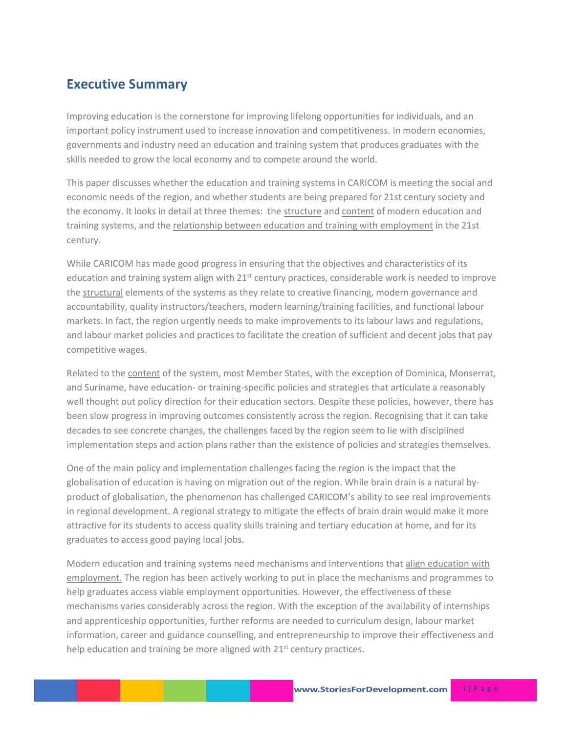## Executive Summary

Improving education is the cornerstone for improving lifelong opportunities for individuals, and an important policy instrument used to increase innovation and competitiveness. In modern economies, governments and industry need an education and training system that produces graduates with the skills needed to grow the local economy and to compete around the world.

This paper discusses whether the education and training systems in CARICOM is meeting the social and economic needs of the region, and whether students are being prepared for 21st century society and the economy. It looks in detail at three themes: the structure and content of modern education and training systems, and the relationship between education and training with employment in the 21st century.

While CARICOM has made good progress in ensuring that the objectives and characteristics of its education and training system align with 21st century practices, considerable work is needed to improve the structural elements of the systems as they relate to creative financing, modern governance and accountability, quality instructors/teachers, modern learning/training facilities, and functional labour markets. In fact, the region urgently needs to make improvements to its labour laws and regulations, and labour market policies and practices to facilitate the creation of sufficient and decent jobs that pay competitive wages.

Related to the content of the system, most Member States, with the exception of Dominica, Monserrat, and Suriname, have education- or training-specific policies and strategies that articulate a reasonably well thought out policy direction for their education sectors. Despite these policies, however, there has been slow progress in improving outcomes consistently across the region. Recognising that it can take decades to see concrete changes, the challenges faced by the region seem to lie with disciplined implementation steps and action plans rather than the existence of policies and strategies themselves.

One of the main policy and implementation challenges facing the region is the impact that the globalisation of education is having on migration out of the region. While brain drain is a natural by-product of globalisation, the phenomenon has challenged CARICOM's ability to see real improvements in regional development. A regional strategy to mitigate the effects of brain drain would make it more attractive for its students to access quality skills training and tertiary education at home, and for its graduates to access good paying local jobs.

Modern education and training systems need mechanisms and interventions that align education with employment. The region has been actively working to put in place the mechanisms and programmes to help graduates access viable employment opportunities. However, the effectiveness of these mechanisms varies considerably across the region. With the exception of the availability of internships and apprenticeship opportunities, further reforms are needed to curriculum design, labour market information, career and guidance counselling, and entrepreneurship to improve their effectiveness and help education and training be more aligned with 21st century practices.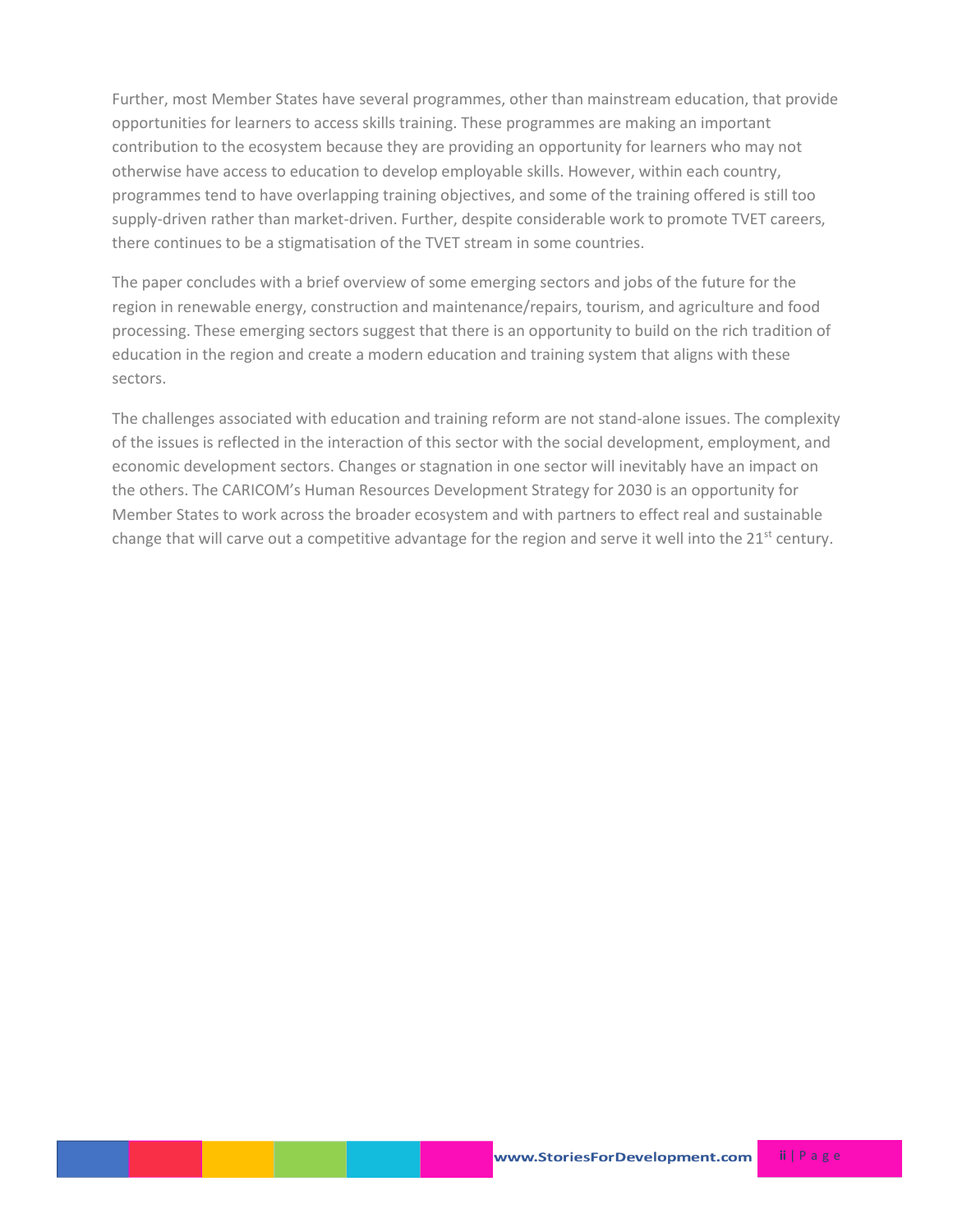Further, most Member States have several programmes, other than mainstream education, that provide opportunities for learners to access skills training. These programmes are making an important contribution to the ecosystem because they are providing an opportunity for learners who may not otherwise have access to education to develop employable skills. However, within each country, programmes tend to have overlapping training objectives, and some of the training offered is still too supply-driven rather than market-driven. Further, despite considerable work to promote TVET careers, there continues to be a stigmatisation of the TVET stream in some countries.

The paper concludes with a brief overview of some emerging sectors and jobs of the future for the region in renewable energy, construction and maintenance/repairs, tourism, and agriculture and food processing. These emerging sectors suggest that there is an opportunity to build on the rich tradition of education in the region and create a modern education and training system that aligns with these sectors.

The challenges associated with education and training reform are not stand-alone issues. The complexity of the issues is reflected in the interaction of this sector with the social development, employment, and economic development sectors. Changes or stagnation in one sector will inevitably have an impact on the others. The CARICOM's Human Resources Development Strategy for 2030 is an opportunity for Member States to work across the broader ecosystem and with partners to effect real and sustainable change that will carve out a competitive advantage for the region and serve it well into the 21st century.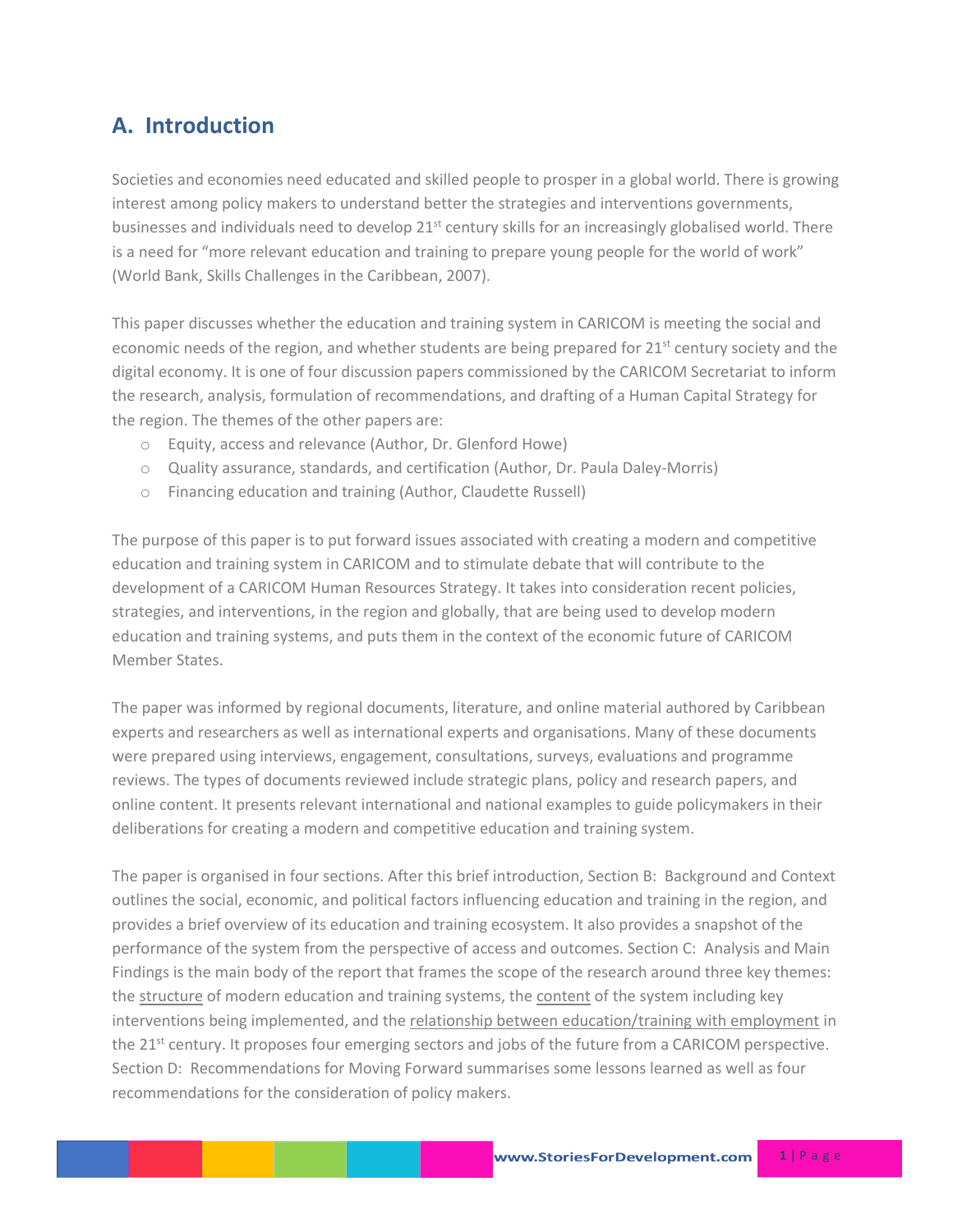## A. Introduction

Societies and economies need educated and skilled people to prosper in a global world. There is growing interest among policy makers to understand better the strategies and interventions governments, businesses and individuals need to develop 21st century skills for an increasingly globalised world. There is a need for "more relevant education and training to prepare young people for the world of work" (World Bank, Skills Challenges in the Caribbean, 2007).

This paper discusses whether the education and training system in CARICOM is meeting the social and economic needs of the region, and whether students are being prepared for 21st century society and the digital economy. It is one of four discussion papers commissioned by the CARICOM Secretariat to inform the research, analysis, formulation of recommendations, and drafting of a Human Capital Strategy for the region. The themes of the other papers are:

- Equity, access and relevance (Author, Dr. Glenford Howe)
- Quality assurance, standards, and certification (Author, Dr. Paula Daley-Morris)
- Financing education and training (Author, Claudette Russell)

The purpose of this paper is to put forward issues associated with creating a modern and competitive education and training system in CARICOM and to stimulate debate that will contribute to the development of a CARICOM Human Resources Strategy. It takes into consideration recent policies, strategies, and interventions, in the region and globally, that are being used to develop modern education and training systems, and puts them in the context of the economic future of CARICOM Member States.

The paper was informed by regional documents, literature, and online material authored by Caribbean experts and researchers as well as international experts and organisations. Many of these documents were prepared using interviews, engagement, consultations, surveys, evaluations and programme reviews. The types of documents reviewed include strategic plans, policy and research papers, and online content. It presents relevant international and national examples to guide policymakers in their deliberations for creating a modern and competitive education and training system.

The paper is organised in four sections. After this brief introduction, Section B: Background and Context outlines the social, economic, and political factors influencing education and training in the region, and provides a brief overview of its education and training ecosystem. It also provides a snapshot of the performance of the system from the perspective of access and outcomes. Section C: Analysis and Main Findings is the main body of the report that frames the scope of the research around three key themes: the structure of modern education and training systems, the content of the system including key interventions being implemented, and the relationship between education/training with employment in the 21st century. It proposes four emerging sectors and jobs of the future from a CARICOM perspective. Section D: Recommendations for Moving Forward summarises some lessons learned as well as four recommendations for the consideration of policy makers.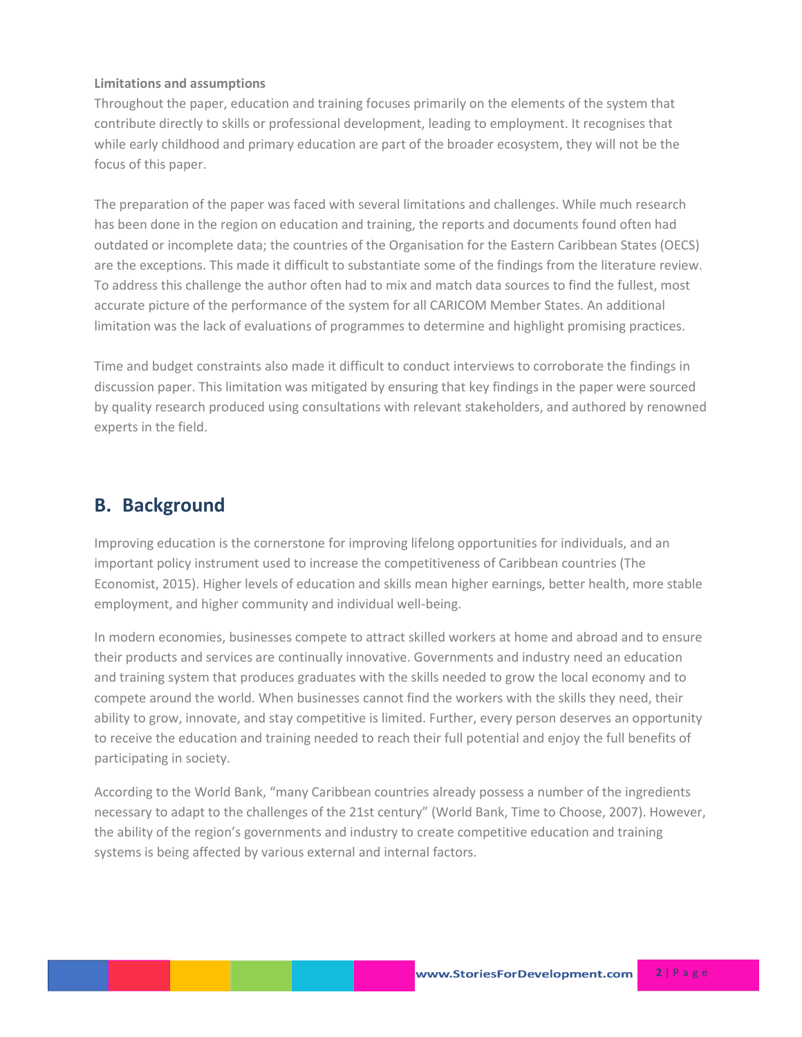**Limitations and assumptions**

Throughout the paper, education and training focuses primarily on the elements of the system that contribute directly to skills or professional development, leading to employment. It recognises that while early childhood and primary education are part of the broader ecosystem, they will not be the focus of this paper.

The preparation of the paper was faced with several limitations and challenges. While much research has been done in the region on education and training, the reports and documents found often had outdated or incomplete data; the countries of the Organisation for the Eastern Caribbean States (OECS) are the exceptions. This made it difficult to substantiate some of the findings from the literature review. To address this challenge the author often had to mix and match data sources to find the fullest, most accurate picture of the performance of the system for all CARICOM Member States. An additional limitation was the lack of evaluations of programmes to determine and highlight promising practices.

Time and budget constraints also made it difficult to conduct interviews to corroborate the findings in discussion paper. This limitation was mitigated by ensuring that key findings in the paper were sourced by quality research produced using consultations with relevant stakeholders, and authored by renowned experts in the field.

## B. Background

Improving education is the cornerstone for improving lifelong opportunities for individuals, and an important policy instrument used to increase the competitiveness of Caribbean countries (The Economist, 2015). Higher levels of education and skills mean higher earnings, better health, more stable employment, and higher community and individual well-being.

In modern economies, businesses compete to attract skilled workers at home and abroad and to ensure their products and services are continually innovative. Governments and industry need an education and training system that produces graduates with the skills needed to grow the local economy and to compete around the world. When businesses cannot find the workers with the skills they need, their ability to grow, innovate, and stay competitive is limited. Further, every person deserves an opportunity to receive the education and training needed to reach their full potential and enjoy the full benefits of participating in society.

According to the World Bank, "many Caribbean countries already possess a number of the ingredients necessary to adapt to the challenges of the 21st century" (World Bank, Time to Choose, 2007). However, the ability of the region's governments and industry to create competitive education and training systems is being affected by various external and internal factors.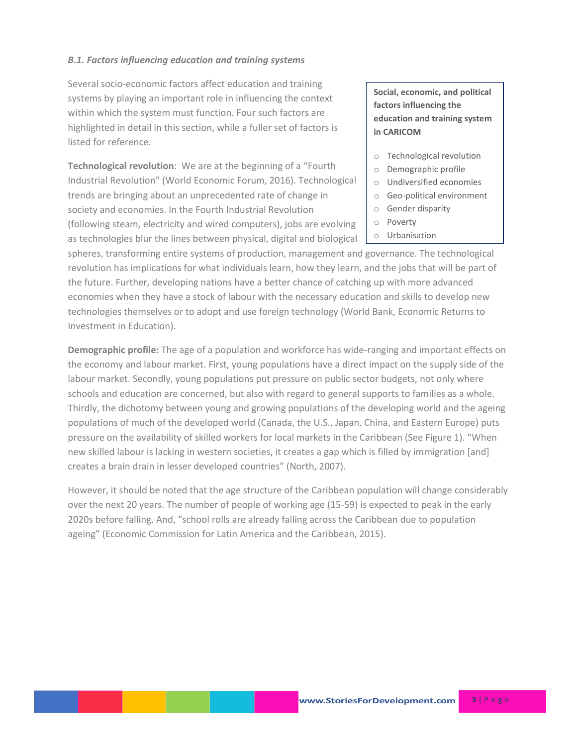### *B.1. Factors influencing education and training systems*

Several socio-economic factors affect education and training systems by playing an important role in influencing the context within which the system must function. Four such factors are highlighted in detail in this section, while a fuller set of factors is listed for reference.

> **Social, economic, and political factors influencing the education and training system in CARICOM**
>
> - Technological revolution
> - Demographic profile
> - Undiversified economies
> - Geo-political environment
> - Gender disparity
> - Poverty
> - Urbanisation

**Technological revolution**: We are at the beginning of a "Fourth Industrial Revolution" (World Economic Forum, 2016). Technological trends are bringing about an unprecedented rate of change in society and economies. In the Fourth Industrial Revolution (following steam, electricity and wired computers), jobs are evolving as technologies blur the lines between physical, digital and biological spheres, transforming entire systems of production, management and governance. The technological revolution has implications for what individuals learn, how they learn, and the jobs that will be part of the future. Further, developing nations have a better chance of catching up with more advanced economies when they have a stock of labour with the necessary education and skills to develop new technologies themselves or to adopt and use foreign technology (World Bank, Economic Returns to Investment in Education).

**Demographic profile:** The age of a population and workforce has wide-ranging and important effects on the economy and labour market. First, young populations have a direct impact on the supply side of the labour market. Secondly, young populations put pressure on public sector budgets, not only where schools and education are concerned, but also with regard to general supports to families as a whole. Thirdly, the dichotomy between young and growing populations of the developing world and the ageing populations of much of the developed world (Canada, the U.S., Japan, China, and Eastern Europe) puts pressure on the availability of skilled workers for local markets in the Caribbean (See Figure 1). "When new skilled labour is lacking in western societies, it creates a gap which is filled by immigration [and] creates a brain drain in lesser developed countries" (North, 2007).

However, it should be noted that the age structure of the Caribbean population will change considerably over the next 20 years. The number of people of working age (15-59) is expected to peak in the early 2020s before falling. And, "school rolls are already falling across the Caribbean due to population ageing" (Economic Commission for Latin America and the Caribbean, 2015).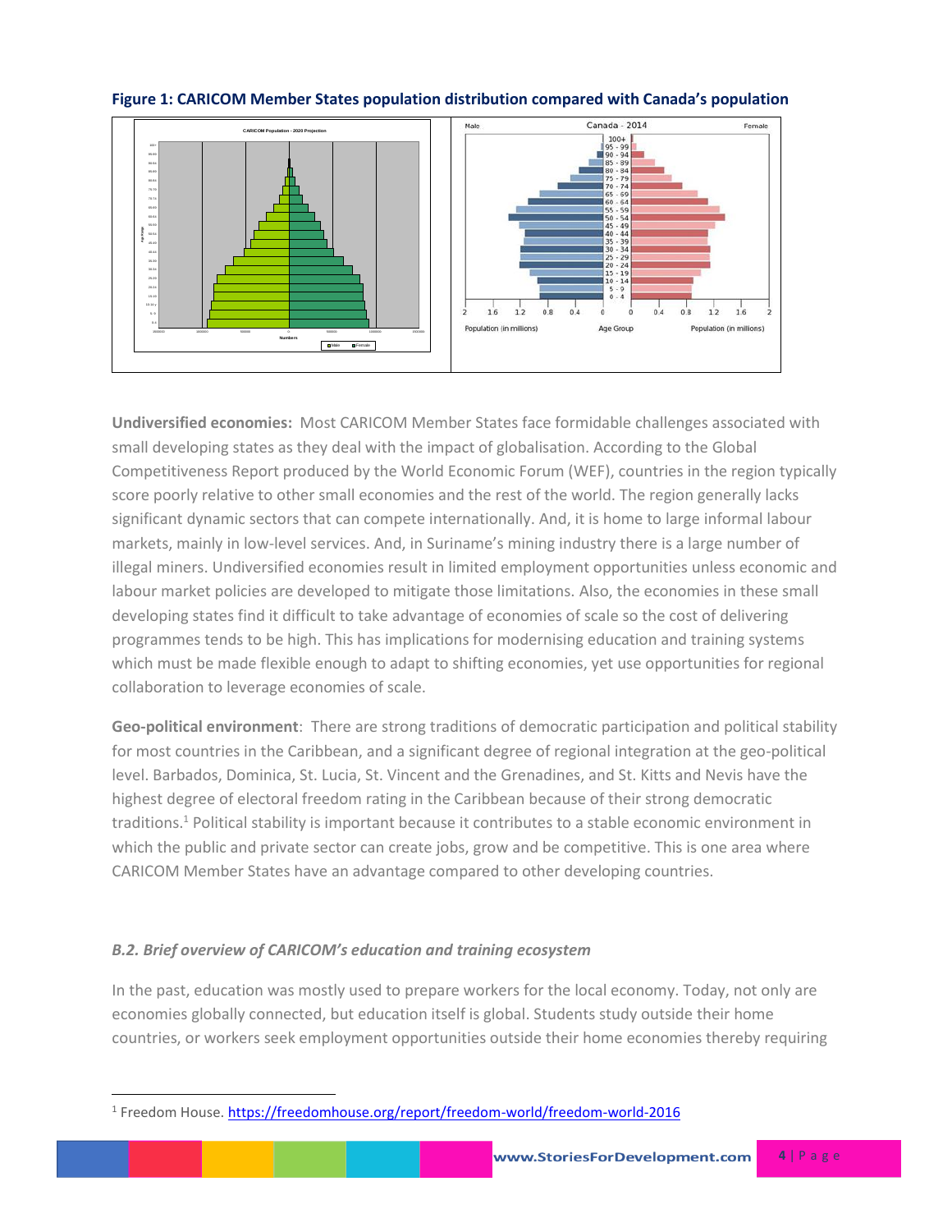**Figure 1: CARICOM Member States population distribution compared with Canada's population**

**Undiversified economies:** Most CARICOM Member States face formidable challenges associated with small developing states as they deal with the impact of globalisation. According to the Global Competitiveness Report produced by the World Economic Forum (WEF), countries in the region typically score poorly relative to other small economies and the rest of the world. The region generally lacks significant dynamic sectors that can compete internationally. And, it is home to large informal labour markets, mainly in low-level services. And, in Suriname's mining industry there is a large number of illegal miners. Undiversified economies result in limited employment opportunities unless economic and labour market policies are developed to mitigate those limitations. Also, the economies in these small developing states find it difficult to take advantage of economies of scale so the cost of delivering programmes tends to be high. This has implications for modernising education and training systems which must be made flexible enough to adapt to shifting economies, yet use opportunities for regional collaboration to leverage economies of scale.

**Geo-political environment**: There are strong traditions of democratic participation and political stability for most countries in the Caribbean, and a significant degree of regional integration at the geo-political level. Barbados, Dominica, St. Lucia, St. Vincent and the Grenadines, and St. Kitts and Nevis have the highest degree of electoral freedom rating in the Caribbean because of their strong democratic traditions.[1] Political stability is important because it contributes to a stable economic environment in which the public and private sector can create jobs, grow and be competitive. This is one area where CARICOM Member States have an advantage compared to other developing countries.

### *B.2. Brief overview of CARICOM's education and training ecosystem*

In the past, education was mostly used to prepare workers for the local economy. Today, not only are economies globally connected, but education itself is global. Students study outside their home countries, or workers seek employment opportunities outside their home economies thereby requiring

---

[1] Freedom House. https://freedomhouse.org/report/freedom-world/freedom-world-2016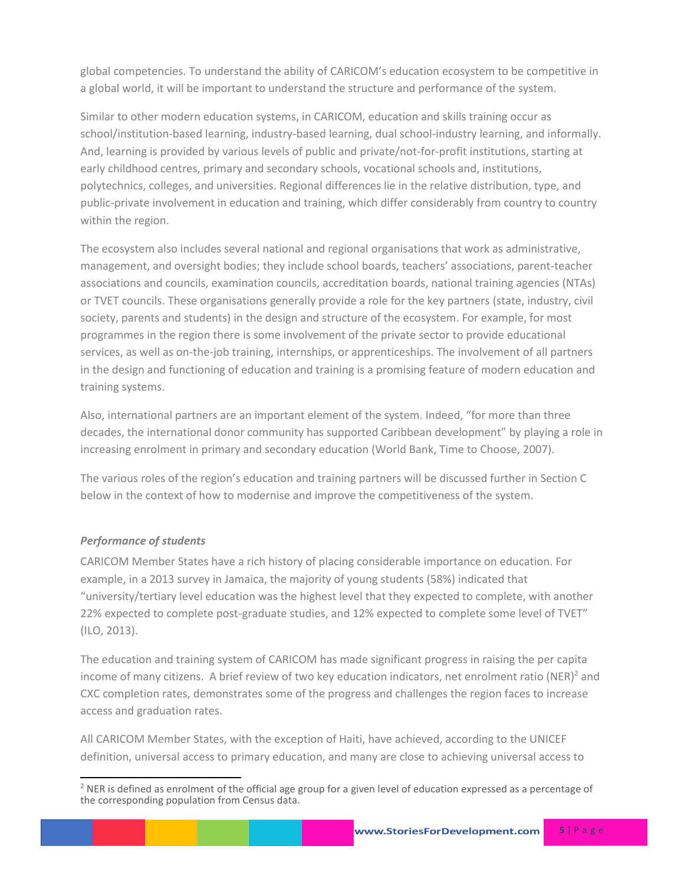global competencies. To understand the ability of CARICOM's education ecosystem to be competitive in a global world, it will be important to understand the structure and performance of the system.

Similar to other modern education systems, in CARICOM, education and skills training occur as school/institution-based learning, industry-based learning, dual school-industry learning, and informally. And, learning is provided by various levels of public and private/not-for-profit institutions, starting at early childhood centres, primary and secondary schools, vocational schools and, institutions, polytechnics, colleges, and universities. Regional differences lie in the relative distribution, type, and public-private involvement in education and training, which differ considerably from country to country within the region.

The ecosystem also includes several national and regional organisations that work as administrative, management, and oversight bodies; they include school boards, teachers' associations, parent-teacher associations and councils, examination councils, accreditation boards, national training agencies (NTAs) or TVET councils. These organisations generally provide a role for the key partners (state, industry, civil society, parents and students) in the design and structure of the ecosystem. For example, for most programmes in the region there is some involvement of the private sector to provide educational services, as well as on-the-job training, internships, or apprenticeships. The involvement of all partners in the design and functioning of education and training is a promising feature of modern education and training systems.

Also, international partners are an important element of the system. Indeed, "for more than three decades, the international donor community has supported Caribbean development" by playing a role in increasing enrolment in primary and secondary education (World Bank, Time to Choose, 2007).

The various roles of the region's education and training partners will be discussed further in Section C below in the context of how to modernise and improve the competitiveness of the system.

***Performance of students***

CARICOM Member States have a rich history of placing considerable importance on education. For example, in a 2013 survey in Jamaica, the majority of young students (58%) indicated that "university/tertiary level education was the highest level that they expected to complete, with another 22% expected to complete post-graduate studies, and 12% expected to complete some level of TVET" (ILO, 2013).

The education and training system of CARICOM has made significant progress in raising the per capita income of many citizens. A brief review of two key education indicators, net enrolment ratio (NER)[2] and CXC completion rates, demonstrates some of the progress and challenges the region faces to increase access and graduation rates.

All CARICOM Member States, with the exception of Haiti, have achieved, according to the UNICEF definition, universal access to primary education, and many are close to achieving universal access to

[2] NER is defined as enrolment of the official age group for a given level of education expressed as a percentage of the corresponding population from Census data.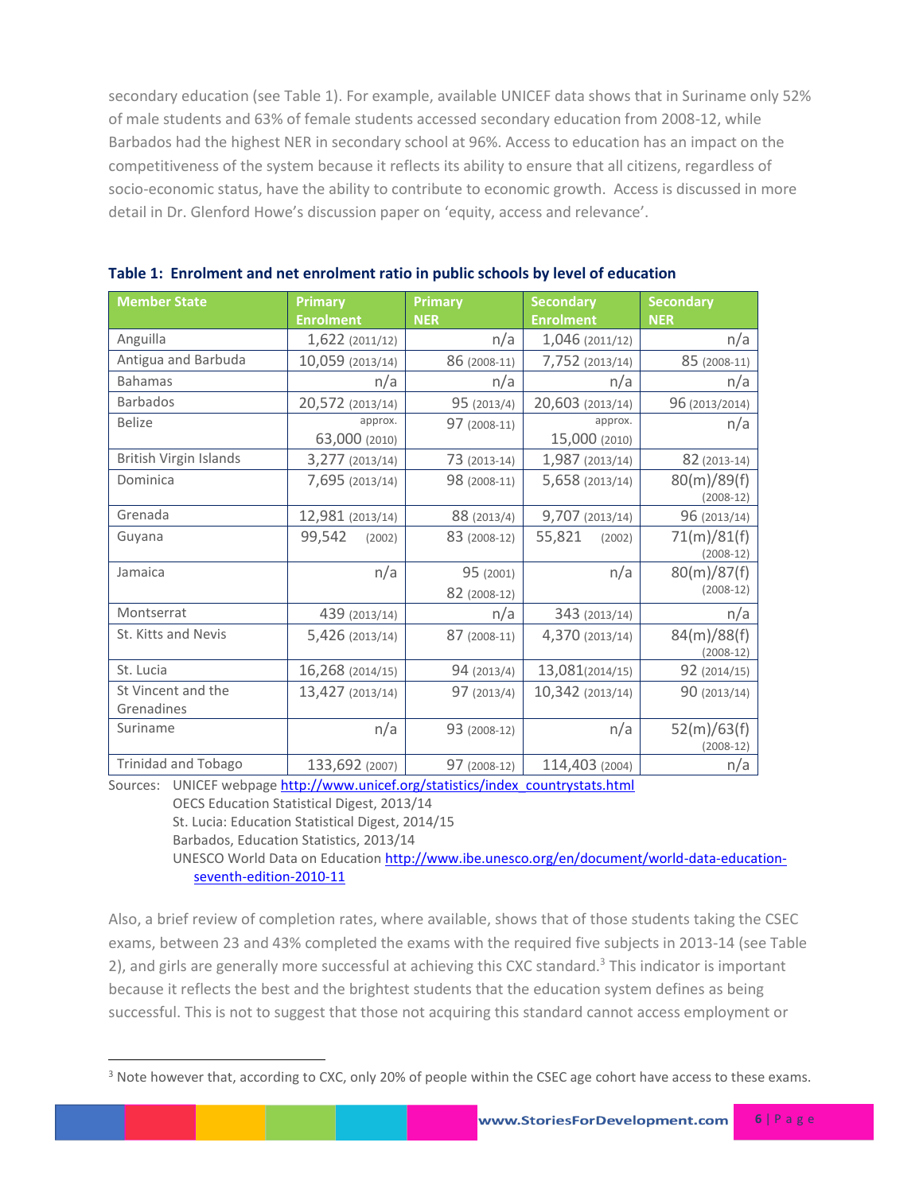secondary education (see Table 1). For example, available UNICEF data shows that in Suriname only 52% of male students and 63% of female students accessed secondary education from 2008-12, while Barbados had the highest NER in secondary school at 96%. Access to education has an impact on the competitiveness of the system because it reflects its ability to ensure that all citizens, regardless of socio-economic status, have the ability to contribute to economic growth. Access is discussed in more detail in Dr. Glenford Howe's discussion paper on 'equity, access and relevance'.

**Table 1: Enrolment and net enrolment ratio in public schools by level of education**

| Member State | Primary Enrolment | Primary NER | Secondary Enrolment | Secondary NER |
|---|---|---|---|---|
| Anguilla | 1,622 (2011/12) | n/a | 1,046 (2011/12) | n/a |
| Antigua and Barbuda | 10,059 (2013/14) | 86 (2008-11) | 7,752 (2013/14) | 85 (2008-11) |
| Bahamas | n/a | n/a | n/a | n/a |
| Barbados | 20,572 (2013/14) | 95 (2013/4) | 20,603 (2013/14) | 96 (2013/2014) |
| Belize | approx. 63,000 (2010) | 97 (2008-11) | approx. 15,000 (2010) | n/a |
| British Virgin Islands | 3,277 (2013/14) | 73 (2013-14) | 1,987 (2013/14) | 82 (2013-14) |
| Dominica | 7,695 (2013/14) | 98 (2008-11) | 5,658 (2013/14) | 80(m)/89(f) (2008-12) |
| Grenada | 12,981 (2013/14) | 88 (2013/4) | 9,707 (2013/14) | 96 (2013/14) |
| Guyana | 99,542 (2002) | 83 (2008-12) | 55,821 (2002) | 71(m)/81(f) (2008-12) |
| Jamaica | n/a | 95 (2001) 82 (2008-12) | n/a | 80(m)/87(f) (2008-12) |
| Montserrat | 439 (2013/14) | n/a | 343 (2013/14) | n/a |
| St. Kitts and Nevis | 5,426 (2013/14) | 87 (2008-11) | 4,370 (2013/14) | 84(m)/88(f) (2008-12) |
| St. Lucia | 16,268 (2014/15) | 94 (2013/4) | 13,081(2014/15) | 92 (2014/15) |
| St Vincent and the Grenadines | 13,427 (2013/14) | 97 (2013/4) | 10,342 (2013/14) | 90 (2013/14) |
| Suriname | n/a | 93 (2008-12) | n/a | 52(m)/63(f) (2008-12) |
| Trinidad and Tobago | 133,692 (2007) | 97 (2008-12) | 114,403 (2004) | n/a |

Sources: UNICEF webpage http://www.unicef.org/statistics/index_countrystats.html
OECS Education Statistical Digest, 2013/14
St. Lucia: Education Statistical Digest, 2014/15
Barbados, Education Statistics, 2013/14
UNESCO World Data on Education http://www.ibe.unesco.org/en/document/world-data-education-seventh-edition-2010-11

Also, a brief review of completion rates, where available, shows that of those students taking the CSEC exams, between 23 and 43% completed the exams with the required five subjects in 2013-14 (see Table 2), and girls are generally more successful at achieving this CXC standard.[3] This indicator is important because it reflects the best and the brightest students that the education system defines as being successful. This is not to suggest that those not acquiring this standard cannot access employment or

[3] Note however that, according to CXC, only 20% of people within the CSEC age cohort have access to these exams.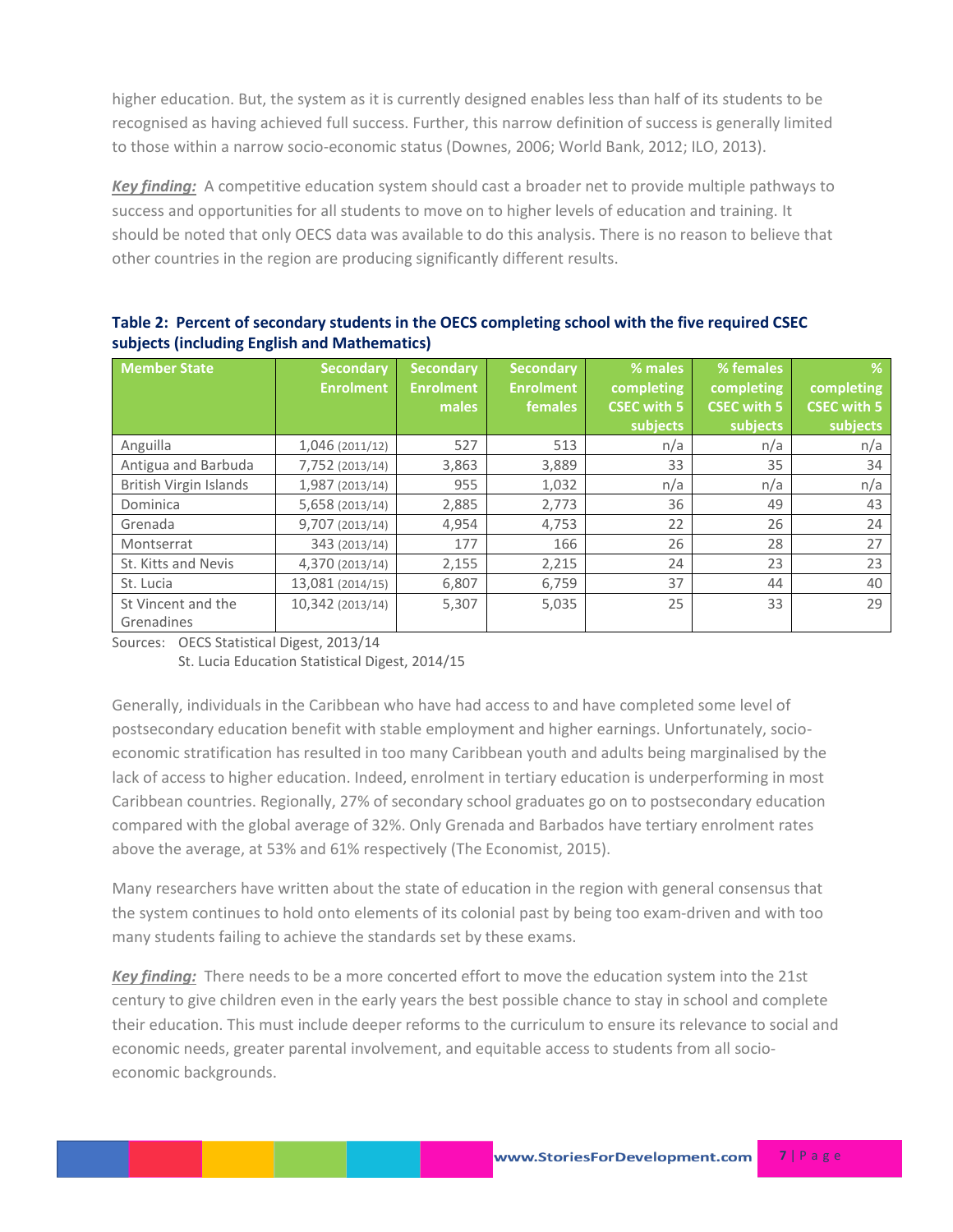higher education. But, the system as it is currently designed enables less than half of its students to be recognised as having achieved full success. Further, this narrow definition of success is generally limited to those within a narrow socio-economic status (Downes, 2006; World Bank, 2012; ILO, 2013).

***Key finding:*** A competitive education system should cast a broader net to provide multiple pathways to success and opportunities for all students to move on to higher levels of education and training. It should be noted that only OECS data was available to do this analysis. There is no reason to believe that other countries in the region are producing significantly different results.

**Table 2: Percent of secondary students in the OECS completing school with the five required CSEC subjects (including English and Mathematics)**

| Member State | Secondary Enrolment | Secondary Enrolment males | Secondary Enrolment females | % males completing CSEC with 5 subjects | % females completing CSEC with 5 subjects | % completing CSEC with 5 subjects |
|---|---|---|---|---|---|---|
| Anguilla | 1,046 (2011/12) | 527 | 513 | n/a | n/a | n/a |
| Antigua and Barbuda | 7,752 (2013/14) | 3,863 | 3,889 | 33 | 35 | 34 |
| British Virgin Islands | 1,987 (2013/14) | 955 | 1,032 | n/a | n/a | n/a |
| Dominica | 5,658 (2013/14) | 2,885 | 2,773 | 36 | 49 | 43 |
| Grenada | 9,707 (2013/14) | 4,954 | 4,753 | 22 | 26 | 24 |
| Montserrat | 343 (2013/14) | 177 | 166 | 26 | 28 | 27 |
| St. Kitts and Nevis | 4,370 (2013/14) | 2,155 | 2,215 | 24 | 23 | 23 |
| St. Lucia | 13,081 (2014/15) | 6,807 | 6,759 | 37 | 44 | 40 |
| St Vincent and the Grenadines | 10,342 (2013/14) | 5,307 | 5,035 | 25 | 33 | 29 |

Sources: OECS Statistical Digest, 2013/14
St. Lucia Education Statistical Digest, 2014/15

Generally, individuals in the Caribbean who have had access to and have completed some level of postsecondary education benefit with stable employment and higher earnings. Unfortunately, socio-economic stratification has resulted in too many Caribbean youth and adults being marginalised by the lack of access to higher education. Indeed, enrolment in tertiary education is underperforming in most Caribbean countries. Regionally, 27% of secondary school graduates go on to postsecondary education compared with the global average of 32%. Only Grenada and Barbados have tertiary enrolment rates above the average, at 53% and 61% respectively (The Economist, 2015).

Many researchers have written about the state of education in the region with general consensus that the system continues to hold onto elements of its colonial past by being too exam-driven and with too many students failing to achieve the standards set by these exams.

***Key finding:*** There needs to be a more concerted effort to move the education system into the 21st century to give children even in the early years the best possible chance to stay in school and complete their education. This must include deeper reforms to the curriculum to ensure its relevance to social and economic needs, greater parental involvement, and equitable access to students from all socio-economic backgrounds.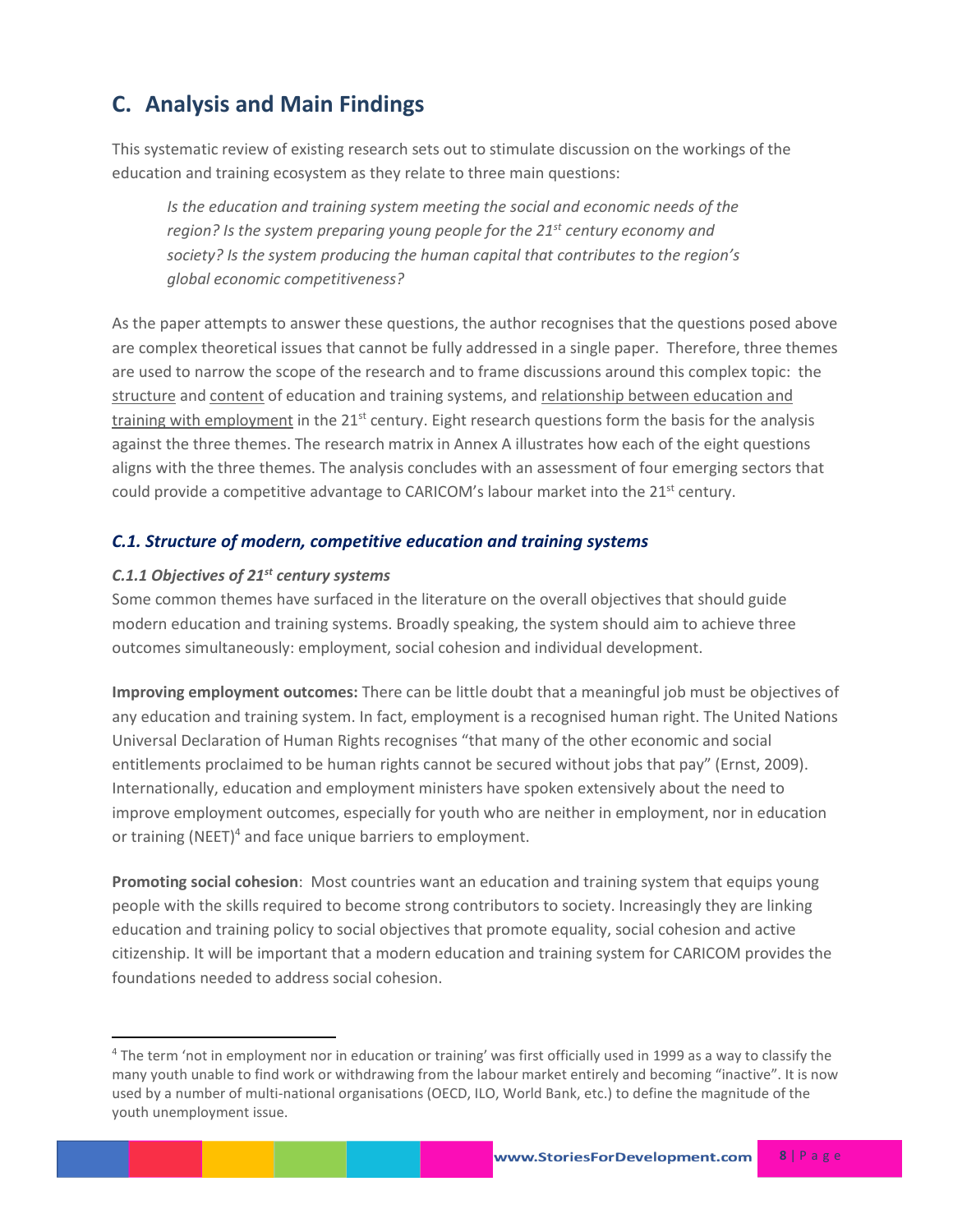## C. Analysis and Main Findings

This systematic review of existing research sets out to stimulate discussion on the workings of the education and training ecosystem as they relate to three main questions:

> *Is the education and training system meeting the social and economic needs of the region? Is the system preparing young people for the 21st century economy and society? Is the system producing the human capital that contributes to the region's global economic competitiveness?*

As the paper attempts to answer these questions, the author recognises that the questions posed above are complex theoretical issues that cannot be fully addressed in a single paper. Therefore, three themes are used to narrow the scope of the research and to frame discussions around this complex topic: the structure and content of education and training systems, and relationship between education and training with employment in the 21st century. Eight research questions form the basis for the analysis against the three themes. The research matrix in Annex A illustrates how each of the eight questions aligns with the three themes. The analysis concludes with an assessment of four emerging sectors that could provide a competitive advantage to CARICOM's labour market into the 21st century.

### *C.1. Structure of modern, competitive education and training systems*

#### *C.1.1 Objectives of 21st century systems*

Some common themes have surfaced in the literature on the overall objectives that should guide modern education and training systems. Broadly speaking, the system should aim to achieve three outcomes simultaneously: employment, social cohesion and individual development.

**Improving employment outcomes:** There can be little doubt that a meaningful job must be objectives of any education and training system. In fact, employment is a recognised human right. The United Nations Universal Declaration of Human Rights recognises "that many of the other economic and social entitlements proclaimed to be human rights cannot be secured without jobs that pay" (Ernst, 2009). Internationally, education and employment ministers have spoken extensively about the need to improve employment outcomes, especially for youth who are neither in employment, nor in education or training (NEET)[4] and face unique barriers to employment.

**Promoting social cohesion**: Most countries want an education and training system that equips young people with the skills required to become strong contributors to society. Increasingly they are linking education and training policy to social objectives that promote equality, social cohesion and active citizenship. It will be important that a modern education and training system for CARICOM provides the foundations needed to address social cohesion.

---

[4] The term 'not in employment nor in education or training' was first officially used in 1999 as a way to classify the many youth unable to find work or withdrawing from the labour market entirely and becoming "inactive". It is now used by a number of multi-national organisations (OECD, ILO, World Bank, etc.) to define the magnitude of the youth unemployment issue.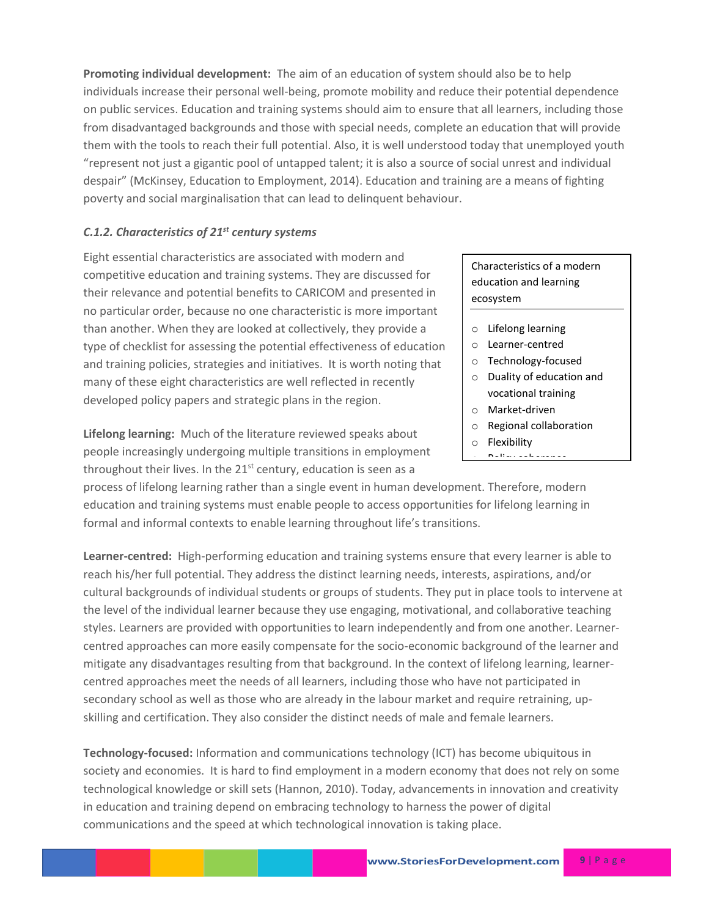**Promoting individual development:** The aim of an education of system should also be to help individuals increase their personal well-being, promote mobility and reduce their potential dependence on public services. Education and training systems should aim to ensure that all learners, including those from disadvantaged backgrounds and those with special needs, complete an education that will provide them with the tools to reach their full potential. Also, it is well understood today that unemployed youth "represent not just a gigantic pool of untapped talent; it is also a source of social unrest and individual despair" (McKinsey, Education to Employment, 2014). Education and training are a means of fighting poverty and social marginalisation that can lead to delinquent behaviour.

### *C.1.2. Characteristics of 21st century systems*

Eight essential characteristics are associated with modern and competitive education and training systems. They are discussed for their relevance and potential benefits to CARICOM and presented in no particular order, because no one characteristic is more important than another. When they are looked at collectively, they provide a type of checklist for assessing the potential effectiveness of education and training policies, strategies and initiatives. It is worth noting that many of these eight characteristics are well reflected in recently developed policy papers and strategic plans in the region.

> Characteristics of a modern education and learning ecosystem
>
> - Lifelong learning
> - Learner-centred
> - Technology-focused
> - Duality of education and vocational training
> - Market-driven
> - Regional collaboration
> - Flexibility
> - Policy coherence

**Lifelong learning:** Much of the literature reviewed speaks about people increasingly undergoing multiple transitions in employment throughout their lives. In the 21st century, education is seen as a process of lifelong learning rather than a single event in human development. Therefore, modern education and training systems must enable people to access opportunities for lifelong learning in formal and informal contexts to enable learning throughout life's transitions.

**Learner-centred:** High-performing education and training systems ensure that every learner is able to reach his/her full potential. They address the distinct learning needs, interests, aspirations, and/or cultural backgrounds of individual students or groups of students. They put in place tools to intervene at the level of the individual learner because they use engaging, motivational, and collaborative teaching styles. Learners are provided with opportunities to learn independently and from one another. Learner-centred approaches can more easily compensate for the socio-economic background of the learner and mitigate any disadvantages resulting from that background. In the context of lifelong learning, learner-centred approaches meet the needs of all learners, including those who have not participated in secondary school as well as those who are already in the labour market and require retraining, up-skilling and certification. They also consider the distinct needs of male and female learners.

**Technology-focused:** Information and communications technology (ICT) has become ubiquitous in society and economies. It is hard to find employment in a modern economy that does not rely on some technological knowledge or skill sets (Hannon, 2010). Today, advancements in innovation and creativity in education and training depend on embracing technology to harness the power of digital communications and the speed at which technological innovation is taking place.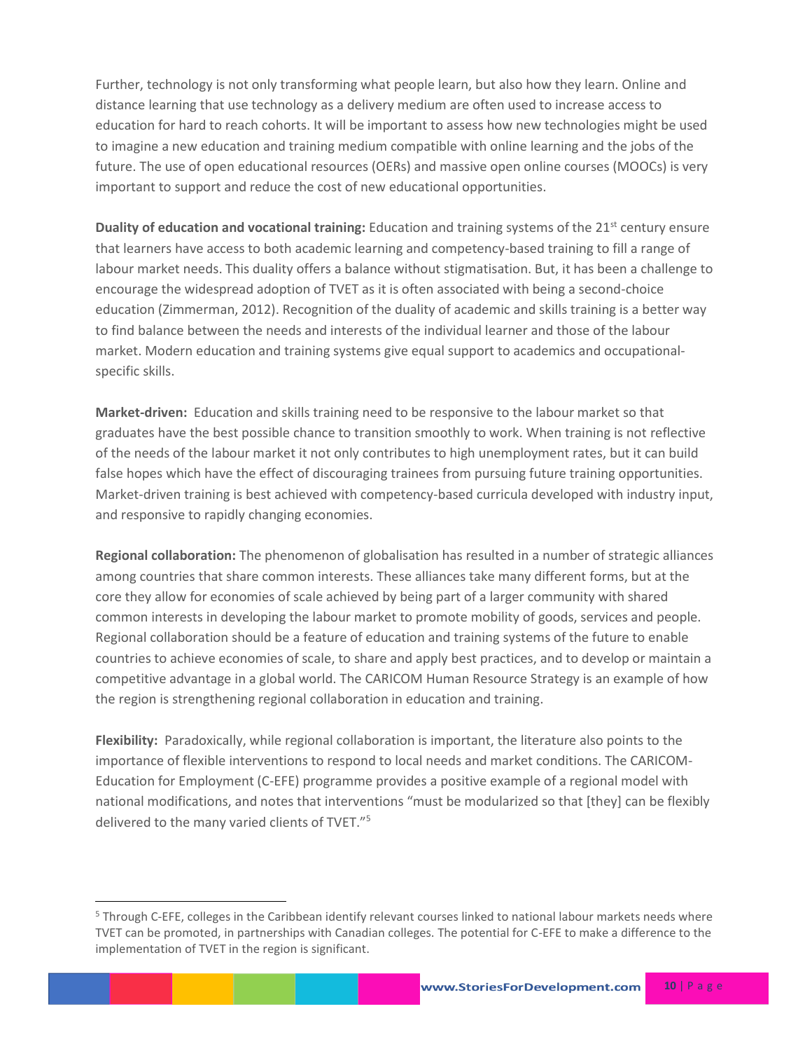Further, technology is not only transforming what people learn, but also how they learn. Online and distance learning that use technology as a delivery medium are often used to increase access to education for hard to reach cohorts. It will be important to assess how new technologies might be used to imagine a new education and training medium compatible with online learning and the jobs of the future. The use of open educational resources (OERs) and massive open online courses (MOOCs) is very important to support and reduce the cost of new educational opportunities.

**Duality of education and vocational training:** Education and training systems of the 21st century ensure that learners have access to both academic learning and competency-based training to fill a range of labour market needs. This duality offers a balance without stigmatisation. But, it has been a challenge to encourage the widespread adoption of TVET as it is often associated with being a second-choice education (Zimmerman, 2012). Recognition of the duality of academic and skills training is a better way to find balance between the needs and interests of the individual learner and those of the labour market. Modern education and training systems give equal support to academics and occupational-specific skills.

**Market-driven:** Education and skills training need to be responsive to the labour market so that graduates have the best possible chance to transition smoothly to work. When training is not reflective of the needs of the labour market it not only contributes to high unemployment rates, but it can build false hopes which have the effect of discouraging trainees from pursuing future training opportunities. Market-driven training is best achieved with competency-based curricula developed with industry input, and responsive to rapidly changing economies.

**Regional collaboration:** The phenomenon of globalisation has resulted in a number of strategic alliances among countries that share common interests. These alliances take many different forms, but at the core they allow for economies of scale achieved by being part of a larger community with shared common interests in developing the labour market to promote mobility of goods, services and people. Regional collaboration should be a feature of education and training systems of the future to enable countries to achieve economies of scale, to share and apply best practices, and to develop or maintain a competitive advantage in a global world. The CARICOM Human Resource Strategy is an example of how the region is strengthening regional collaboration in education and training.

**Flexibility:** Paradoxically, while regional collaboration is important, the literature also points to the importance of flexible interventions to respond to local needs and market conditions. The CARICOM-Education for Employment (C-EFE) programme provides a positive example of a regional model with national modifications, and notes that interventions "must be modularized so that [they] can be flexibly delivered to the many varied clients of TVET."[5]

[5] Through C-EFE, colleges in the Caribbean identify relevant courses linked to national labour markets needs where TVET can be promoted, in partnerships with Canadian colleges. The potential for C-EFE to make a difference to the implementation of TVET in the region is significant.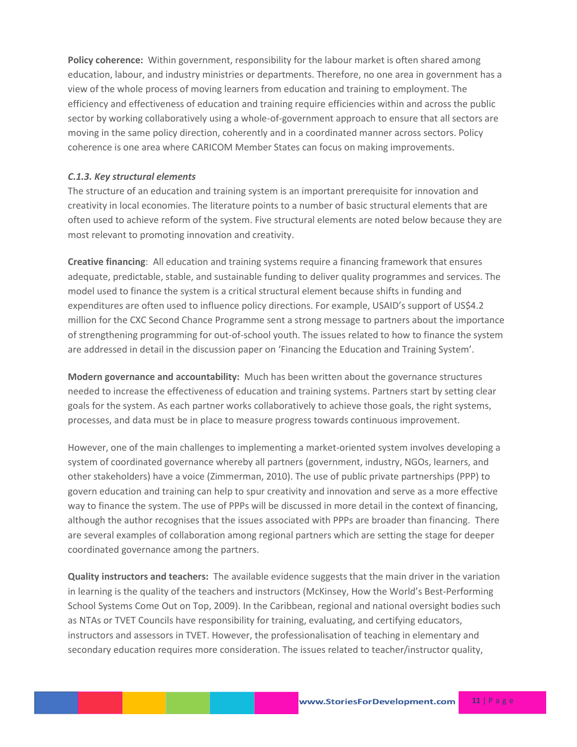**Policy coherence:** Within government, responsibility for the labour market is often shared among education, labour, and industry ministries or departments. Therefore, no one area in government has a view of the whole process of moving learners from education and training to employment. The efficiency and effectiveness of education and training require efficiencies within and across the public sector by working collaboratively using a whole-of-government approach to ensure that all sectors are moving in the same policy direction, coherently and in a coordinated manner across sectors. Policy coherence is one area where CARICOM Member States can focus on making improvements.

### *C.1.3. Key structural elements*

The structure of an education and training system is an important prerequisite for innovation and creativity in local economies. The literature points to a number of basic structural elements that are often used to achieve reform of the system. Five structural elements are noted below because they are most relevant to promoting innovation and creativity.

**Creative financing**: All education and training systems require a financing framework that ensures adequate, predictable, stable, and sustainable funding to deliver quality programmes and services. The model used to finance the system is a critical structural element because shifts in funding and expenditures are often used to influence policy directions. For example, USAID's support of US$4.2 million for the CXC Second Chance Programme sent a strong message to partners about the importance of strengthening programming for out-of-school youth. The issues related to how to finance the system are addressed in detail in the discussion paper on 'Financing the Education and Training System'.

**Modern governance and accountability:** Much has been written about the governance structures needed to increase the effectiveness of education and training systems. Partners start by setting clear goals for the system. As each partner works collaboratively to achieve those goals, the right systems, processes, and data must be in place to measure progress towards continuous improvement.

However, one of the main challenges to implementing a market-oriented system involves developing a system of coordinated governance whereby all partners (government, industry, NGOs, learners, and other stakeholders) have a voice (Zimmerman, 2010). The use of public private partnerships (PPP) to govern education and training can help to spur creativity and innovation and serve as a more effective way to finance the system. The use of PPPs will be discussed in more detail in the context of financing, although the author recognises that the issues associated with PPPs are broader than financing. There are several examples of collaboration among regional partners which are setting the stage for deeper coordinated governance among the partners.

**Quality instructors and teachers:** The available evidence suggests that the main driver in the variation in learning is the quality of the teachers and instructors (McKinsey, How the World's Best-Performing School Systems Come Out on Top, 2009). In the Caribbean, regional and national oversight bodies such as NTAs or TVET Councils have responsibility for training, evaluating, and certifying educators, instructors and assessors in TVET. However, the professionalisation of teaching in elementary and secondary education requires more consideration. The issues related to teacher/instructor quality,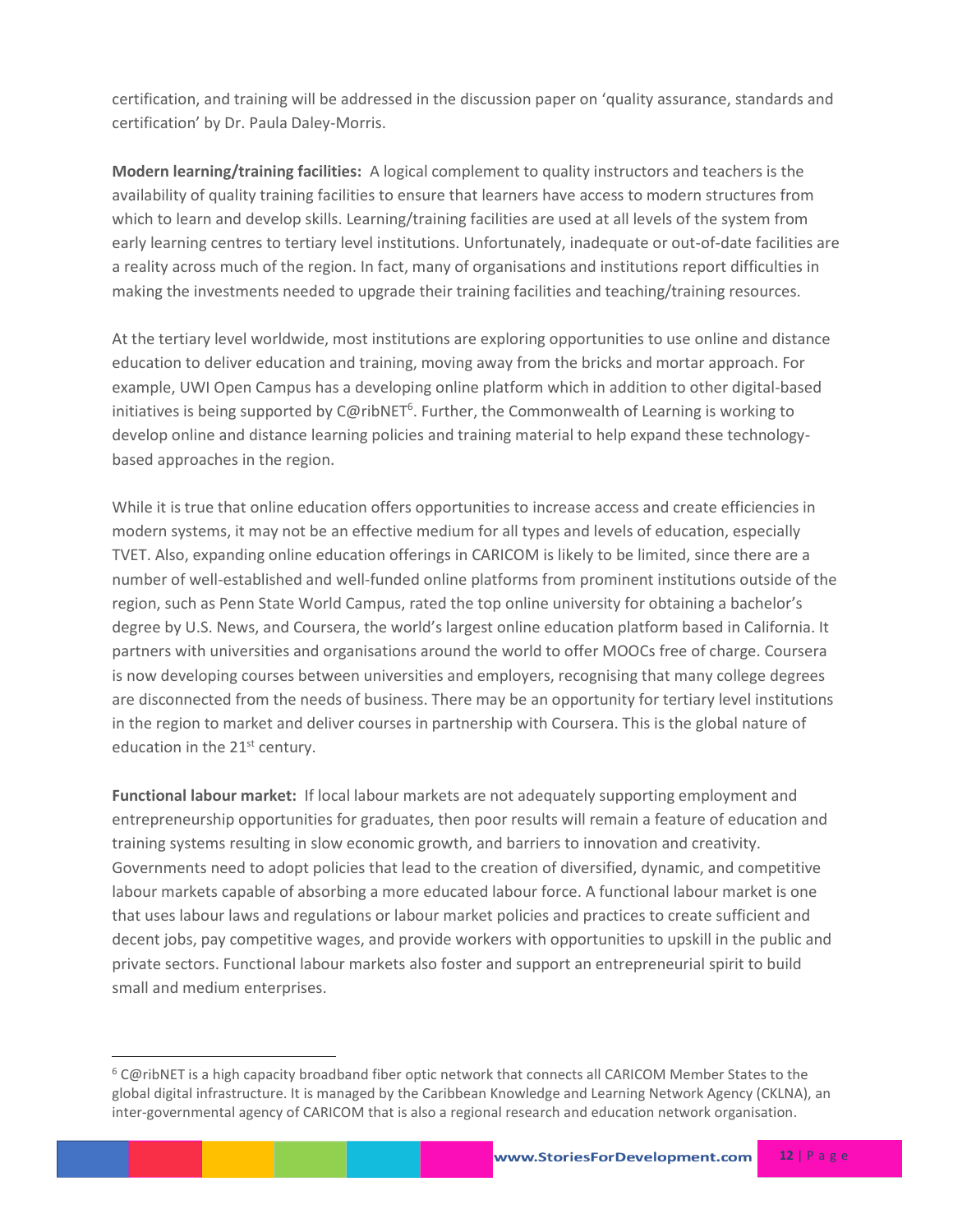certification, and training will be addressed in the discussion paper on 'quality assurance, standards and certification' by Dr. Paula Daley-Morris.

**Modern learning/training facilities:** A logical complement to quality instructors and teachers is the availability of quality training facilities to ensure that learners have access to modern structures from which to learn and develop skills. Learning/training facilities are used at all levels of the system from early learning centres to tertiary level institutions. Unfortunately, inadequate or out-of-date facilities are a reality across much of the region. In fact, many of organisations and institutions report difficulties in making the investments needed to upgrade their training facilities and teaching/training resources.

At the tertiary level worldwide, most institutions are exploring opportunities to use online and distance education to deliver education and training, moving away from the bricks and mortar approach. For example, UWI Open Campus has a developing online platform which in addition to other digital-based initiatives is being supported by C@ribNET[6]. Further, the Commonwealth of Learning is working to develop online and distance learning policies and training material to help expand these technology-based approaches in the region.

While it is true that online education offers opportunities to increase access and create efficiencies in modern systems, it may not be an effective medium for all types and levels of education, especially TVET. Also, expanding online education offerings in CARICOM is likely to be limited, since there are a number of well-established and well-funded online platforms from prominent institutions outside of the region, such as Penn State World Campus, rated the top online university for obtaining a bachelor's degree by U.S. News, and Coursera, the world's largest online education platform based in California. It partners with universities and organisations around the world to offer MOOCs free of charge. Coursera is now developing courses between universities and employers, recognising that many college degrees are disconnected from the needs of business. There may be an opportunity for tertiary level institutions in the region to market and deliver courses in partnership with Coursera. This is the global nature of education in the 21st century.

**Functional labour market:** If local labour markets are not adequately supporting employment and entrepreneurship opportunities for graduates, then poor results will remain a feature of education and training systems resulting in slow economic growth, and barriers to innovation and creativity. Governments need to adopt policies that lead to the creation of diversified, dynamic, and competitive labour markets capable of absorbing a more educated labour force. A functional labour market is one that uses labour laws and regulations or labour market policies and practices to create sufficient and decent jobs, pay competitive wages, and provide workers with opportunities to upskill in the public and private sectors. Functional labour markets also foster and support an entrepreneurial spirit to build small and medium enterprises.

---

[6] C@ribNET is a high capacity broadband fiber optic network that connects all CARICOM Member States to the global digital infrastructure. It is managed by the Caribbean Knowledge and Learning Network Agency (CKLNA), an inter-governmental agency of CARICOM that is also a regional research and education network organisation.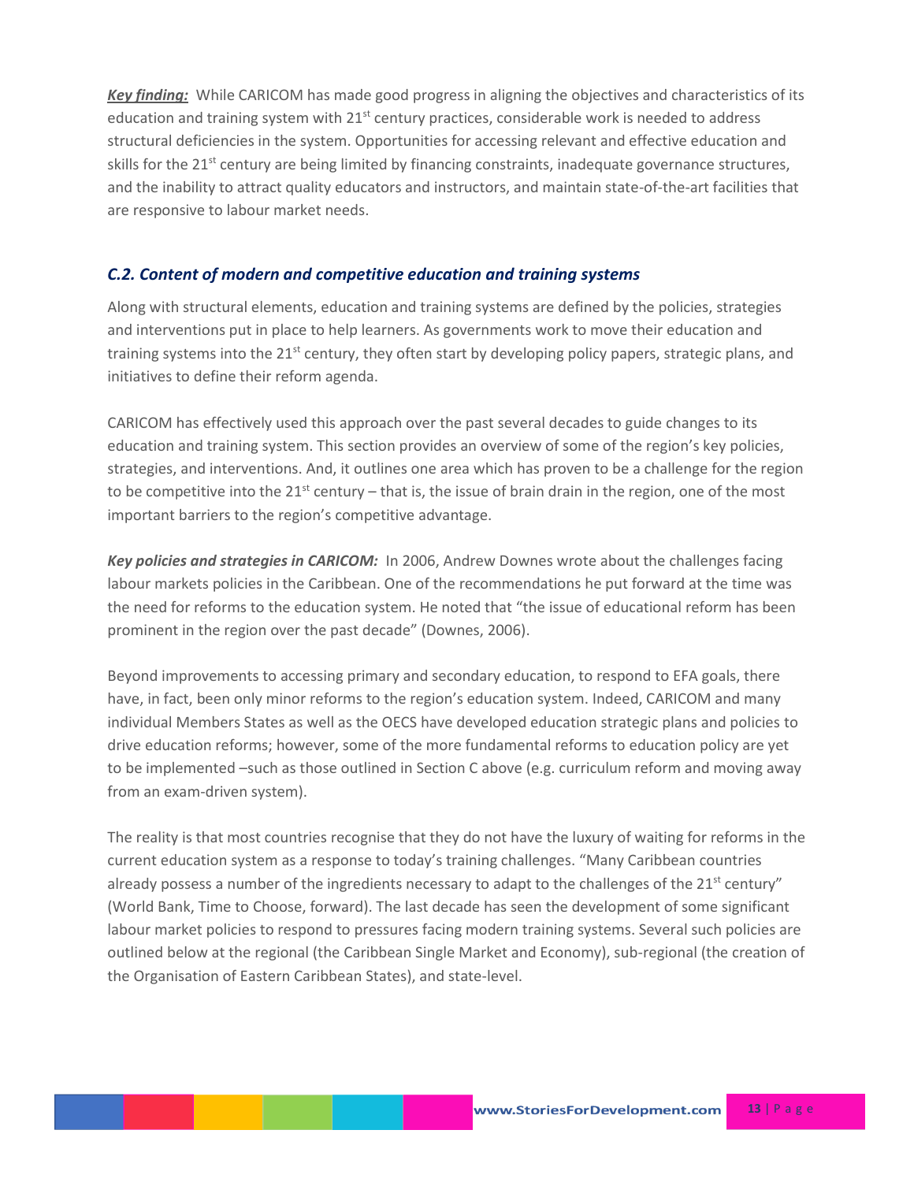***Key finding:*** While CARICOM has made good progress in aligning the objectives and characteristics of its education and training system with 21st century practices, considerable work is needed to address structural deficiencies in the system. Opportunities for accessing relevant and effective education and skills for the 21st century are being limited by financing constraints, inadequate governance structures, and the inability to attract quality educators and instructors, and maintain state-of-the-art facilities that are responsive to labour market needs.

### *C.2. Content of modern and competitive education and training systems*

Along with structural elements, education and training systems are defined by the policies, strategies and interventions put in place to help learners. As governments work to move their education and training systems into the 21st century, they often start by developing policy papers, strategic plans, and initiatives to define their reform agenda.

CARICOM has effectively used this approach over the past several decades to guide changes to its education and training system. This section provides an overview of some of the region's key policies, strategies, and interventions. And, it outlines one area which has proven to be a challenge for the region to be competitive into the 21st century – that is, the issue of brain drain in the region, one of the most important barriers to the region's competitive advantage.

***Key policies and strategies in CARICOM:*** In 2006, Andrew Downes wrote about the challenges facing labour markets policies in the Caribbean. One of the recommendations he put forward at the time was the need for reforms to the education system. He noted that "the issue of educational reform has been prominent in the region over the past decade" (Downes, 2006).

Beyond improvements to accessing primary and secondary education, to respond to EFA goals, there have, in fact, been only minor reforms to the region's education system. Indeed, CARICOM and many individual Members States as well as the OECS have developed education strategic plans and policies to drive education reforms; however, some of the more fundamental reforms to education policy are yet to be implemented –such as those outlined in Section C above (e.g. curriculum reform and moving away from an exam-driven system).

The reality is that most countries recognise that they do not have the luxury of waiting for reforms in the current education system as a response to today's training challenges. "Many Caribbean countries already possess a number of the ingredients necessary to adapt to the challenges of the 21st century" (World Bank, Time to Choose, forward). The last decade has seen the development of some significant labour market policies to respond to pressures facing modern training systems. Several such policies are outlined below at the regional (the Caribbean Single Market and Economy), sub-regional (the creation of the Organisation of Eastern Caribbean States), and state-level.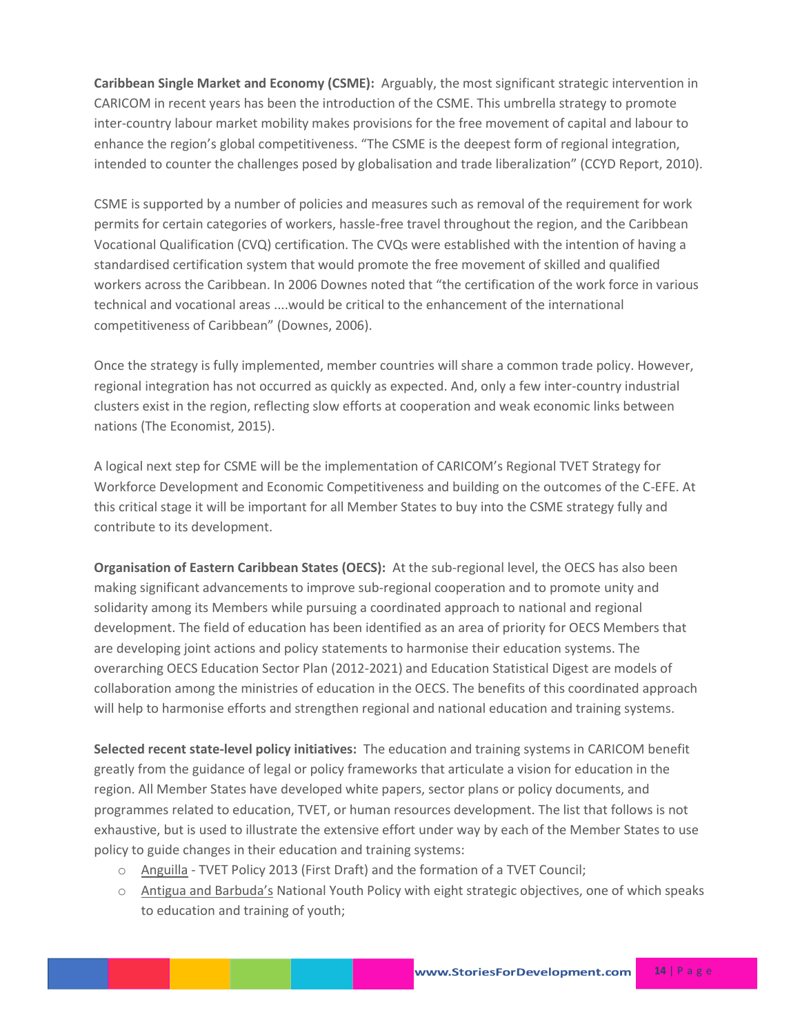**Caribbean Single Market and Economy (CSME):** Arguably, the most significant strategic intervention in CARICOM in recent years has been the introduction of the CSME. This umbrella strategy to promote inter-country labour market mobility makes provisions for the free movement of capital and labour to enhance the region's global competitiveness. "The CSME is the deepest form of regional integration, intended to counter the challenges posed by globalisation and trade liberalization" (CCYD Report, 2010).

CSME is supported by a number of policies and measures such as removal of the requirement for work permits for certain categories of workers, hassle-free travel throughout the region, and the Caribbean Vocational Qualification (CVQ) certification. The CVQs were established with the intention of having a standardised certification system that would promote the free movement of skilled and qualified workers across the Caribbean. In 2006 Downes noted that "the certification of the work force in various technical and vocational areas ....would be critical to the enhancement of the international competitiveness of Caribbean" (Downes, 2006).

Once the strategy is fully implemented, member countries will share a common trade policy. However, regional integration has not occurred as quickly as expected. And, only a few inter-country industrial clusters exist in the region, reflecting slow efforts at cooperation and weak economic links between nations (The Economist, 2015).

A logical next step for CSME will be the implementation of CARICOM's Regional TVET Strategy for Workforce Development and Economic Competitiveness and building on the outcomes of the C-EFE. At this critical stage it will be important for all Member States to buy into the CSME strategy fully and contribute to its development.

**Organisation of Eastern Caribbean States (OECS):** At the sub-regional level, the OECS has also been making significant advancements to improve sub-regional cooperation and to promote unity and solidarity among its Members while pursuing a coordinated approach to national and regional development. The field of education has been identified as an area of priority for OECS Members that are developing joint actions and policy statements to harmonise their education systems. The overarching OECS Education Sector Plan (2012-2021) and Education Statistical Digest are models of collaboration among the ministries of education in the OECS. The benefits of this coordinated approach will help to harmonise efforts and strengthen regional and national education and training systems.

**Selected recent state-level policy initiatives:** The education and training systems in CARICOM benefit greatly from the guidance of legal or policy frameworks that articulate a vision for education in the region. All Member States have developed white papers, sector plans or policy documents, and programmes related to education, TVET, or human resources development. The list that follows is not exhaustive, but is used to illustrate the extensive effort under way by each of the Member States to use policy to guide changes in their education and training systems:

- Anguilla - TVET Policy 2013 (First Draft) and the formation of a TVET Council;
- Antigua and Barbuda's National Youth Policy with eight strategic objectives, one of which speaks to education and training of youth;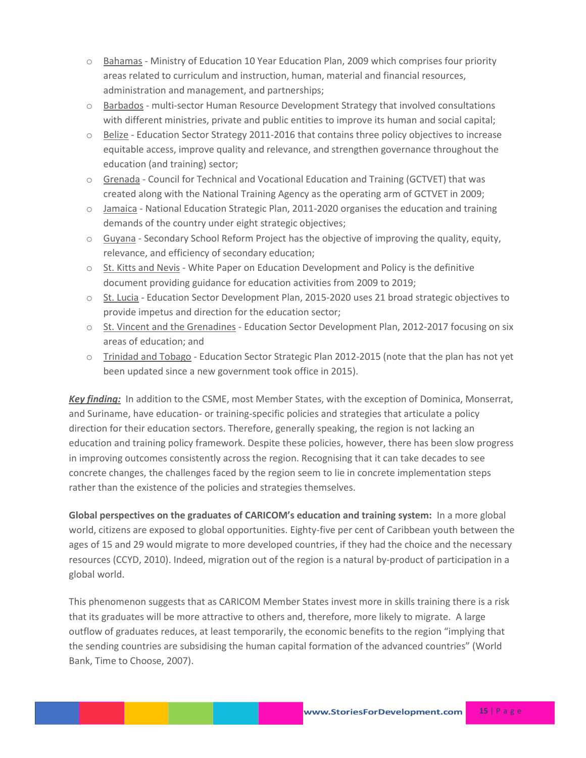- Bahamas - Ministry of Education 10 Year Education Plan, 2009 which comprises four priority areas related to curriculum and instruction, human, material and financial resources, administration and management, and partnerships;
- Barbados - multi-sector Human Resource Development Strategy that involved consultations with different ministries, private and public entities to improve its human and social capital;
- Belize - Education Sector Strategy 2011-2016 that contains three policy objectives to increase equitable access, improve quality and relevance, and strengthen governance throughout the education (and training) sector;
- Grenada - Council for Technical and Vocational Education and Training (GCTVET) that was created along with the National Training Agency as the operating arm of GCTVET in 2009;
- Jamaica - National Education Strategic Plan, 2011-2020 organises the education and training demands of the country under eight strategic objectives;
- Guyana - Secondary School Reform Project has the objective of improving the quality, equity, relevance, and efficiency of secondary education;
- St. Kitts and Nevis - White Paper on Education Development and Policy is the definitive document providing guidance for education activities from 2009 to 2019;
- St. Lucia - Education Sector Development Plan, 2015-2020 uses 21 broad strategic objectives to provide impetus and direction for the education sector;
- St. Vincent and the Grenadines - Education Sector Development Plan, 2012-2017 focusing on six areas of education; and
- Trinidad and Tobago - Education Sector Strategic Plan 2012-2015 (note that the plan has not yet been updated since a new government took office in 2015).

***Key finding:*** In addition to the CSME, most Member States, with the exception of Dominica, Monserrat, and Suriname, have education- or training-specific policies and strategies that articulate a policy direction for their education sectors. Therefore, generally speaking, the region is not lacking an education and training policy framework. Despite these policies, however, there has been slow progress in improving outcomes consistently across the region. Recognising that it can take decades to see concrete changes, the challenges faced by the region seem to lie in concrete implementation steps rather than the existence of the policies and strategies themselves.

**Global perspectives on the graduates of CARICOM's education and training system:** In a more global world, citizens are exposed to global opportunities. Eighty-five per cent of Caribbean youth between the ages of 15 and 29 would migrate to more developed countries, if they had the choice and the necessary resources (CCYD, 2010). Indeed, migration out of the region is a natural by-product of participation in a global world.

This phenomenon suggests that as CARICOM Member States invest more in skills training there is a risk that its graduates will be more attractive to others and, therefore, more likely to migrate. A large outflow of graduates reduces, at least temporarily, the economic benefits to the region "implying that the sending countries are subsidising the human capital formation of the advanced countries" (World Bank, Time to Choose, 2007).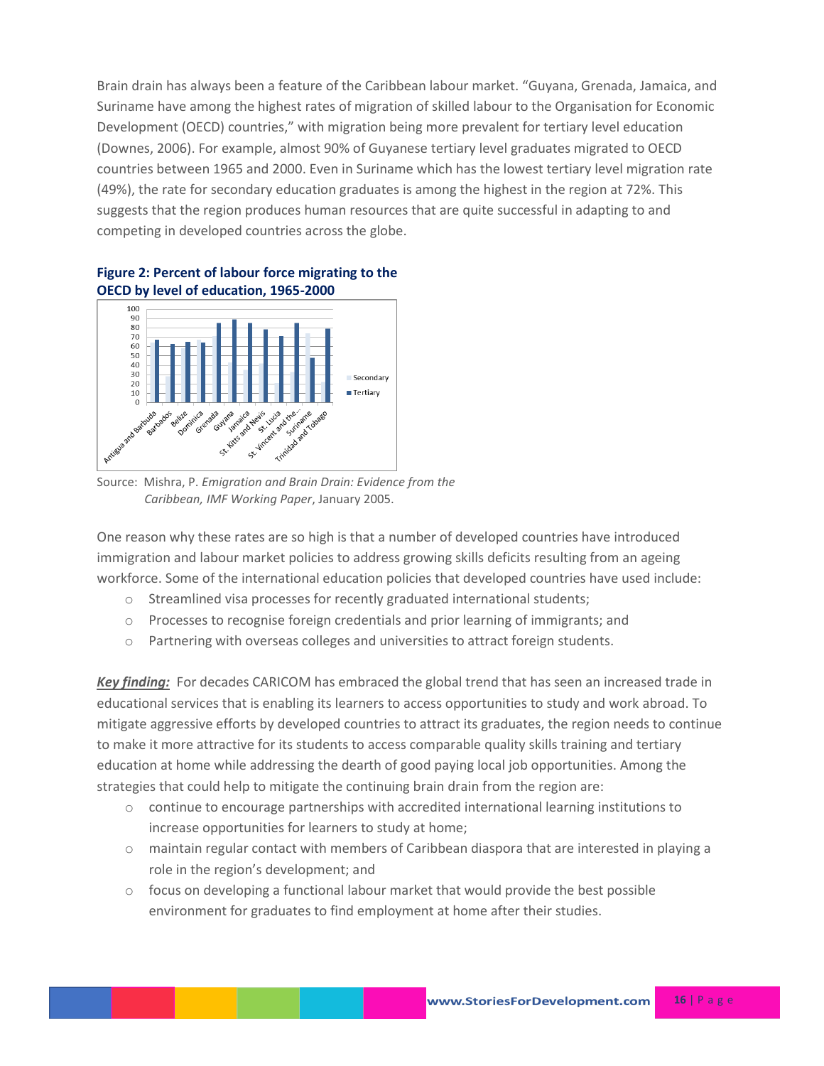Brain drain has always been a feature of the Caribbean labour market. "Guyana, Grenada, Jamaica, and Suriname have among the highest rates of migration of skilled labour to the Organisation for Economic Development (OECD) countries," with migration being more prevalent for tertiary level education (Downes, 2006). For example, almost 90% of Guyanese tertiary level graduates migrated to OECD countries between 1965 and 2000. Even in Suriname which has the lowest tertiary level migration rate (49%), the rate for secondary education graduates is among the highest in the region at 72%. This suggests that the region produces human resources that are quite successful in adapting to and competing in developed countries across the globe.

**Figure 2: Percent of labour force migrating to the OECD by level of education, 1965-2000**

Source: Mishra, P. *Emigration and Brain Drain: Evidence from the Caribbean, IMF Working Paper*, January 2005.

One reason why these rates are so high is that a number of developed countries have introduced immigration and labour market policies to address growing skills deficits resulting from an ageing workforce. Some of the international education policies that developed countries have used include:

- Streamlined visa processes for recently graduated international students;
- Processes to recognise foreign credentials and prior learning of immigrants; and
- Partnering with overseas colleges and universities to attract foreign students.

***Key finding:*** For decades CARICOM has embraced the global trend that has seen an increased trade in educational services that is enabling its learners to access opportunities to study and work abroad. To mitigate aggressive efforts by developed countries to attract its graduates, the region needs to continue to make it more attractive for its students to access comparable quality skills training and tertiary education at home while addressing the dearth of good paying local job opportunities. Among the strategies that could help to mitigate the continuing brain drain from the region are:

- continue to encourage partnerships with accredited international learning institutions to increase opportunities for learners to study at home;
- maintain regular contact with members of Caribbean diaspora that are interested in playing a role in the region's development; and
- focus on developing a functional labour market that would provide the best possible environment for graduates to find employment at home after their studies.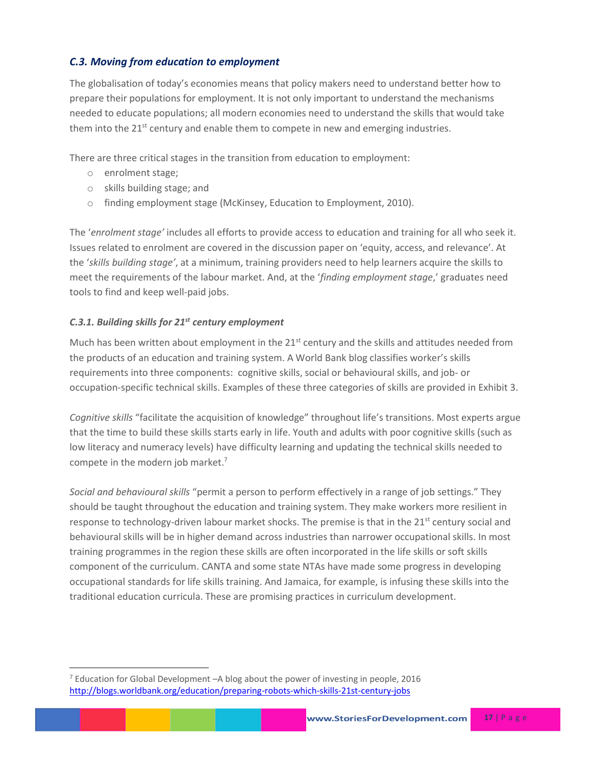### *C.3. Moving from education to employment*

The globalisation of today's economies means that policy makers need to understand better how to prepare their populations for employment. It is not only important to understand the mechanisms needed to educate populations; all modern economies need to understand the skills that would take them into the 21st century and enable them to compete in new and emerging industries.

There are three critical stages in the transition from education to employment:

- enrolment stage;
- skills building stage; and
- finding employment stage (McKinsey, Education to Employment, 2010).

The '*enrolment stage'* includes all efforts to provide access to education and training for all who seek it. Issues related to enrolment are covered in the discussion paper on 'equity, access, and relevance'. At the '*skills building stage'*, at a minimum, training providers need to help learners acquire the skills to meet the requirements of the labour market. And, at the '*finding employment stage*,' graduates need tools to find and keep well-paid jobs.

#### *C.3.1. Building skills for 21st century employment*

Much has been written about employment in the 21st century and the skills and attitudes needed from the products of an education and training system. A World Bank blog classifies worker's skills requirements into three components: cognitive skills, social or behavioural skills, and job- or occupation-specific technical skills. Examples of these three categories of skills are provided in Exhibit 3.

*Cognitive skills* "facilitate the acquisition of knowledge" throughout life's transitions. Most experts argue that the time to build these skills starts early in life. Youth and adults with poor cognitive skills (such as low literacy and numeracy levels) have difficulty learning and updating the technical skills needed to compete in the modern job market.[7]

*Social and behavioural skills* "permit a person to perform effectively in a range of job settings." They should be taught throughout the education and training system. They make workers more resilient in response to technology-driven labour market shocks. The premise is that in the 21st century social and behavioural skills will be in higher demand across industries than narrower occupational skills. In most training programmes in the region these skills are often incorporated in the life skills or soft skills component of the curriculum. CANTA and some state NTAs have made some progress in developing occupational standards for life skills training. And Jamaica, for example, is infusing these skills into the traditional education curricula. These are promising practices in curriculum development.

---

[7] Education for Global Development –A blog about the power of investing in people, 2016 http://blogs.worldbank.org/education/preparing-robots-which-skills-21st-century-jobs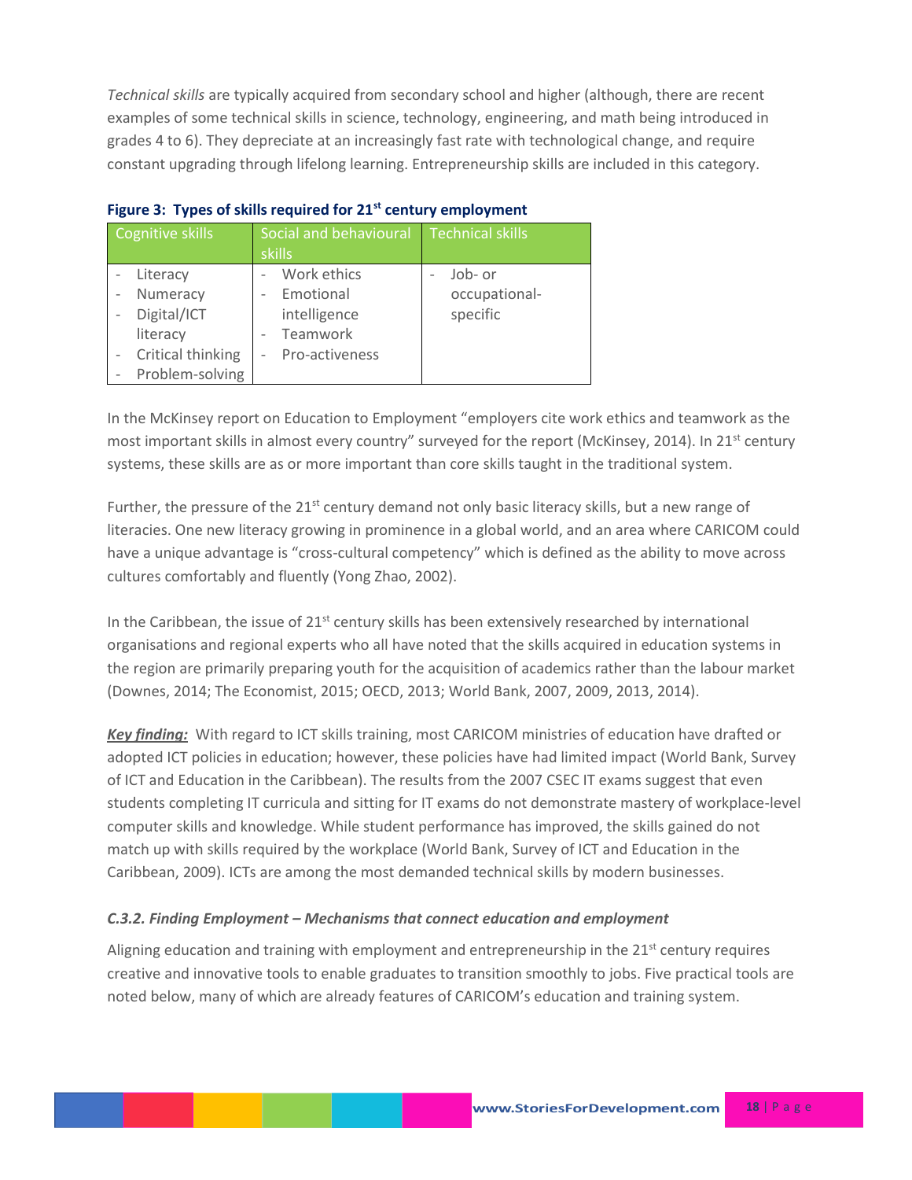*Technical skills* are typically acquired from secondary school and higher (although, there are recent examples of some technical skills in science, technology, engineering, and math being introduced in grades 4 to 6). They depreciate at an increasingly fast rate with technological change, and require constant upgrading through lifelong learning. Entrepreneurship skills are included in this category.

**Figure 3: Types of skills required for 21st century employment**

| Cognitive skills | Social and behavioural skills | Technical skills |
|---|---|---|
| - Literacy<br>- Numeracy<br>- Digital/ICT literacy<br>- Critical thinking<br>- Problem-solving | - Work ethics<br>- Emotional intelligence<br>- Teamwork<br>- Pro-activeness | - Job- or occupational-specific |

In the McKinsey report on Education to Employment "employers cite work ethics and teamwork as the most important skills in almost every country" surveyed for the report (McKinsey, 2014). In 21st century systems, these skills are as or more important than core skills taught in the traditional system.

Further, the pressure of the 21st century demand not only basic literacy skills, but a new range of literacies. One new literacy growing in prominence in a global world, and an area where CARICOM could have a unique advantage is "cross-cultural competency" which is defined as the ability to move across cultures comfortably and fluently (Yong Zhao, 2002).

In the Caribbean, the issue of 21st century skills has been extensively researched by international organisations and regional experts who all have noted that the skills acquired in education systems in the region are primarily preparing youth for the acquisition of academics rather than the labour market (Downes, 2014; The Economist, 2015; OECD, 2013; World Bank, 2007, 2009, 2013, 2014).

***Key finding:*** With regard to ICT skills training, most CARICOM ministries of education have drafted or adopted ICT policies in education; however, these policies have had limited impact (World Bank, Survey of ICT and Education in the Caribbean). The results from the 2007 CSEC IT exams suggest that even students completing IT curricula and sitting for IT exams do not demonstrate mastery of workplace-level computer skills and knowledge. While student performance has improved, the skills gained do not match up with skills required by the workplace (World Bank, Survey of ICT and Education in the Caribbean, 2009). ICTs are among the most demanded technical skills by modern businesses.

### *C.3.2. Finding Employment – Mechanisms that connect education and employment*

Aligning education and training with employment and entrepreneurship in the 21st century requires creative and innovative tools to enable graduates to transition smoothly to jobs. Five practical tools are noted below, many of which are already features of CARICOM's education and training system.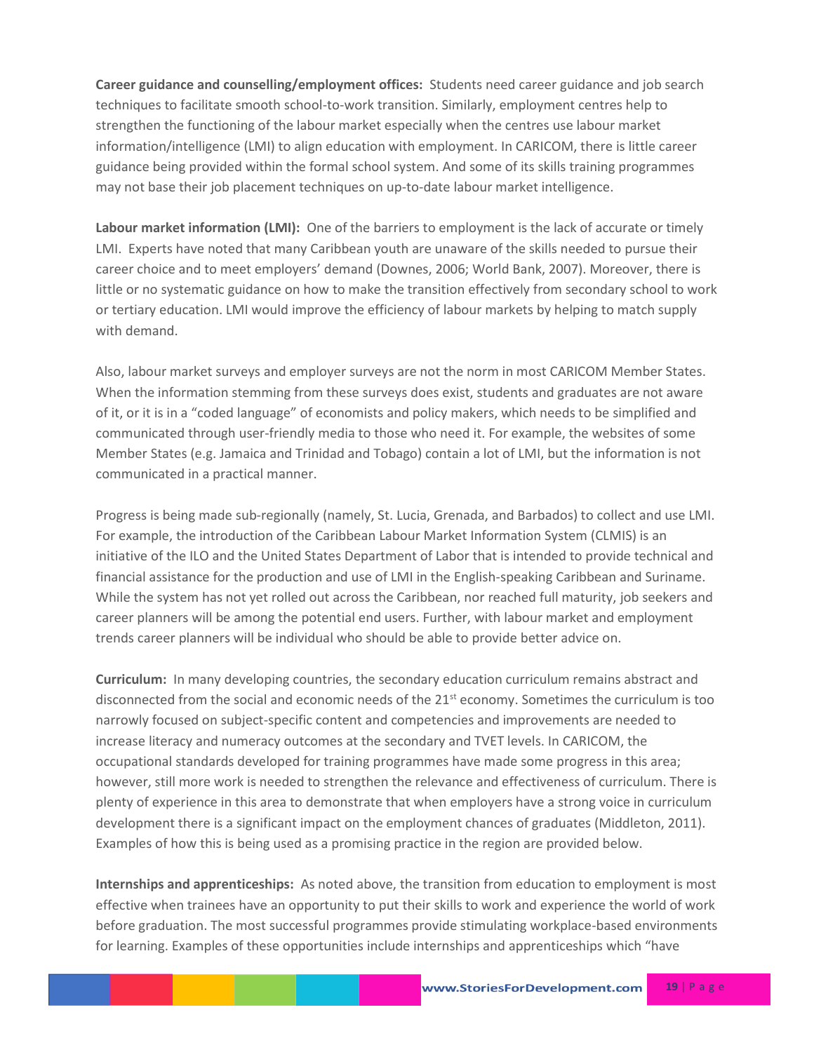**Career guidance and counselling/employment offices:** Students need career guidance and job search techniques to facilitate smooth school-to-work transition. Similarly, employment centres help to strengthen the functioning of the labour market especially when the centres use labour market information/intelligence (LMI) to align education with employment. In CARICOM, there is little career guidance being provided within the formal school system. And some of its skills training programmes may not base their job placement techniques on up-to-date labour market intelligence.

**Labour market information (LMI):** One of the barriers to employment is the lack of accurate or timely LMI. Experts have noted that many Caribbean youth are unaware of the skills needed to pursue their career choice and to meet employers' demand (Downes, 2006; World Bank, 2007). Moreover, there is little or no systematic guidance on how to make the transition effectively from secondary school to work or tertiary education. LMI would improve the efficiency of labour markets by helping to match supply with demand.

Also, labour market surveys and employer surveys are not the norm in most CARICOM Member States. When the information stemming from these surveys does exist, students and graduates are not aware of it, or it is in a "coded language" of economists and policy makers, which needs to be simplified and communicated through user-friendly media to those who need it. For example, the websites of some Member States (e.g. Jamaica and Trinidad and Tobago) contain a lot of LMI, but the information is not communicated in a practical manner.

Progress is being made sub-regionally (namely, St. Lucia, Grenada, and Barbados) to collect and use LMI. For example, the introduction of the Caribbean Labour Market Information System (CLMIS) is an initiative of the ILO and the United States Department of Labor that is intended to provide technical and financial assistance for the production and use of LMI in the English-speaking Caribbean and Suriname. While the system has not yet rolled out across the Caribbean, nor reached full maturity, job seekers and career planners will be among the potential end users. Further, with labour market and employment trends career planners will be individual who should be able to provide better advice on.

**Curriculum:** In many developing countries, the secondary education curriculum remains abstract and disconnected from the social and economic needs of the 21st economy. Sometimes the curriculum is too narrowly focused on subject-specific content and competencies and improvements are needed to increase literacy and numeracy outcomes at the secondary and TVET levels. In CARICOM, the occupational standards developed for training programmes have made some progress in this area; however, still more work is needed to strengthen the relevance and effectiveness of curriculum. There is plenty of experience in this area to demonstrate that when employers have a strong voice in curriculum development there is a significant impact on the employment chances of graduates (Middleton, 2011). Examples of how this is being used as a promising practice in the region are provided below.

**Internships and apprenticeships:** As noted above, the transition from education to employment is most effective when trainees have an opportunity to put their skills to work and experience the world of work before graduation. The most successful programmes provide stimulating workplace-based environments for learning. Examples of these opportunities include internships and apprenticeships which "have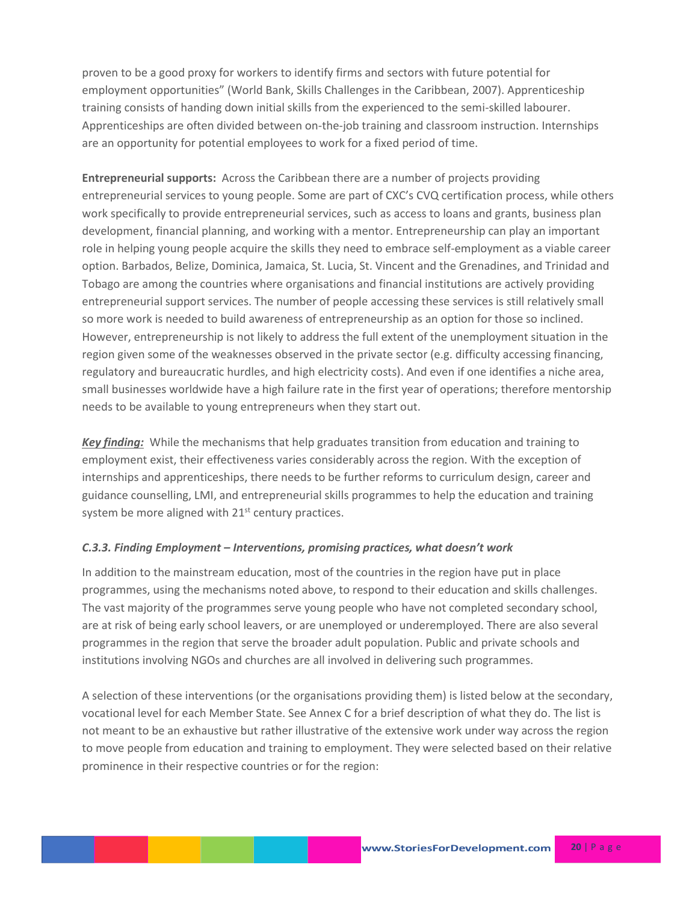proven to be a good proxy for workers to identify firms and sectors with future potential for employment opportunities" (World Bank, Skills Challenges in the Caribbean, 2007). Apprenticeship training consists of handing down initial skills from the experienced to the semi-skilled labourer. Apprenticeships are often divided between on-the-job training and classroom instruction. Internships are an opportunity for potential employees to work for a fixed period of time.

**Entrepreneurial supports:** Across the Caribbean there are a number of projects providing entrepreneurial services to young people. Some are part of CXC's CVQ certification process, while others work specifically to provide entrepreneurial services, such as access to loans and grants, business plan development, financial planning, and working with a mentor. Entrepreneurship can play an important role in helping young people acquire the skills they need to embrace self-employment as a viable career option. Barbados, Belize, Dominica, Jamaica, St. Lucia, St. Vincent and the Grenadines, and Trinidad and Tobago are among the countries where organisations and financial institutions are actively providing entrepreneurial support services. The number of people accessing these services is still relatively small so more work is needed to build awareness of entrepreneurship as an option for those so inclined. However, entrepreneurship is not likely to address the full extent of the unemployment situation in the region given some of the weaknesses observed in the private sector (e.g. difficulty accessing financing, regulatory and bureaucratic hurdles, and high electricity costs). And even if one identifies a niche area, small businesses worldwide have a high failure rate in the first year of operations; therefore mentorship needs to be available to young entrepreneurs when they start out.

***Key finding:*** While the mechanisms that help graduates transition from education and training to employment exist, their effectiveness varies considerably across the region. With the exception of internships and apprenticeships, there needs to be further reforms to curriculum design, career and guidance counselling, LMI, and entrepreneurial skills programmes to help the education and training system be more aligned with 21st century practices.

### *C.3.3. Finding Employment – Interventions, promising practices, what doesn't work*

In addition to the mainstream education, most of the countries in the region have put in place programmes, using the mechanisms noted above, to respond to their education and skills challenges. The vast majority of the programmes serve young people who have not completed secondary school, are at risk of being early school leavers, or are unemployed or underemployed. There are also several programmes in the region that serve the broader adult population. Public and private schools and institutions involving NGOs and churches are all involved in delivering such programmes.

A selection of these interventions (or the organisations providing them) is listed below at the secondary, vocational level for each Member State. See Annex C for a brief description of what they do. The list is not meant to be an exhaustive but rather illustrative of the extensive work under way across the region to move people from education and training to employment. They were selected based on their relative prominence in their respective countries or for the region: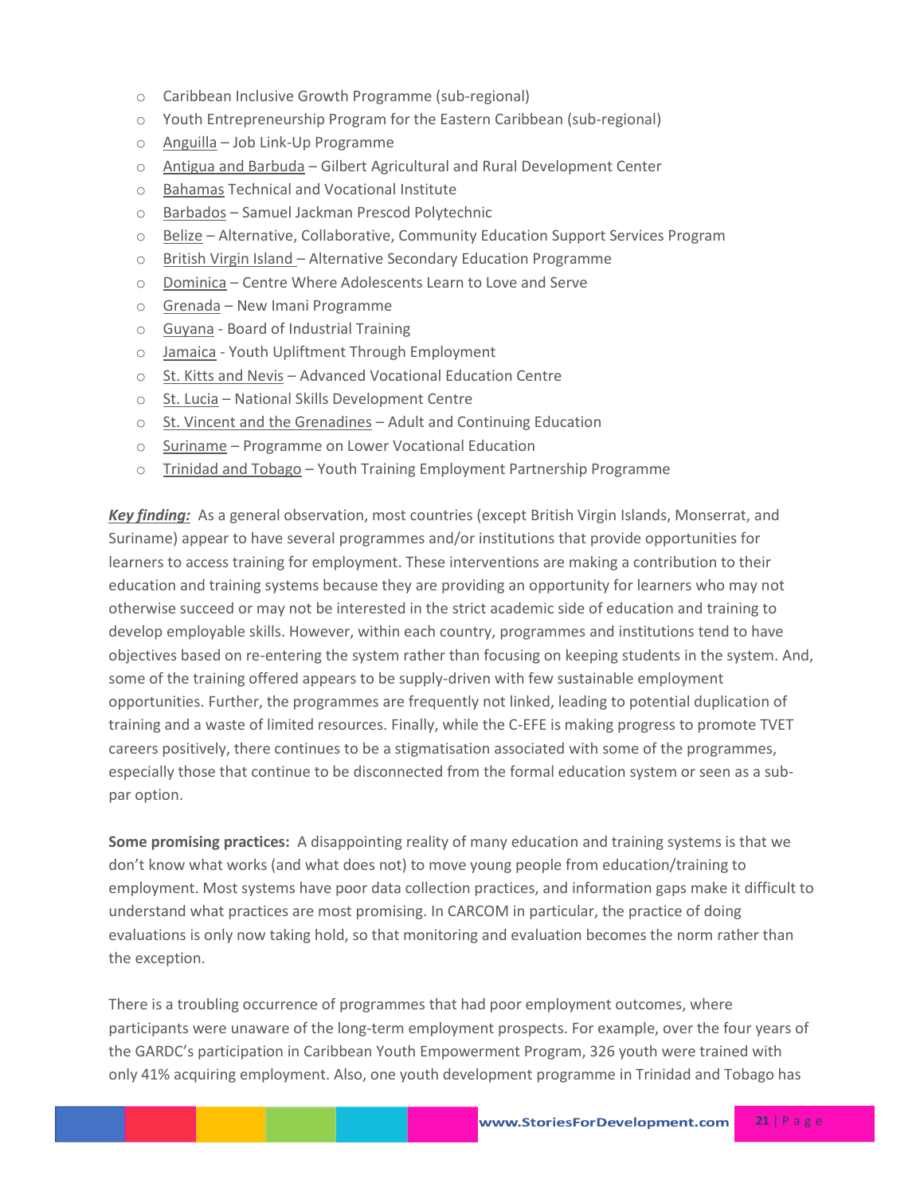- Caribbean Inclusive Growth Programme (sub-regional)
- Youth Entrepreneurship Program for the Eastern Caribbean (sub-regional)
- Anguilla – Job Link-Up Programme
- Antigua and Barbuda – Gilbert Agricultural and Rural Development Center
- Bahamas Technical and Vocational Institute
- Barbados – Samuel Jackman Prescod Polytechnic
- Belize – Alternative, Collaborative, Community Education Support Services Program
- British Virgin Island – Alternative Secondary Education Programme
- Dominica – Centre Where Adolescents Learn to Love and Serve
- Grenada – New Imani Programme
- Guyana - Board of Industrial Training
- Jamaica - Youth Upliftment Through Employment
- St. Kitts and Nevis – Advanced Vocational Education Centre
- St. Lucia – National Skills Development Centre
- St. Vincent and the Grenadines – Adult and Continuing Education
- Suriname – Programme on Lower Vocational Education
- Trinidad and Tobago – Youth Training Employment Partnership Programme

***Key finding:*** As a general observation, most countries (except British Virgin Islands, Monserrat, and Suriname) appear to have several programmes and/or institutions that provide opportunities for learners to access training for employment. These interventions are making a contribution to their education and training systems because they are providing an opportunity for learners who may not otherwise succeed or may not be interested in the strict academic side of education and training to develop employable skills. However, within each country, programmes and institutions tend to have objectives based on re-entering the system rather than focusing on keeping students in the system. And, some of the training offered appears to be supply-driven with few sustainable employment opportunities. Further, the programmes are frequently not linked, leading to potential duplication of training and a waste of limited resources. Finally, while the C-EFE is making progress to promote TVET careers positively, there continues to be a stigmatisation associated with some of the programmes, especially those that continue to be disconnected from the formal education system or seen as a sub-par option.

**Some promising practices:** A disappointing reality of many education and training systems is that we don't know what works (and what does not) to move young people from education/training to employment. Most systems have poor data collection practices, and information gaps make it difficult to understand what practices are most promising. In CARCOM in particular, the practice of doing evaluations is only now taking hold, so that monitoring and evaluation becomes the norm rather than the exception.

There is a troubling occurrence of programmes that had poor employment outcomes, where participants were unaware of the long-term employment prospects. For example, over the four years of the GARDC's participation in Caribbean Youth Empowerment Program, 326 youth were trained with only 41% acquiring employment. Also, one youth development programme in Trinidad and Tobago has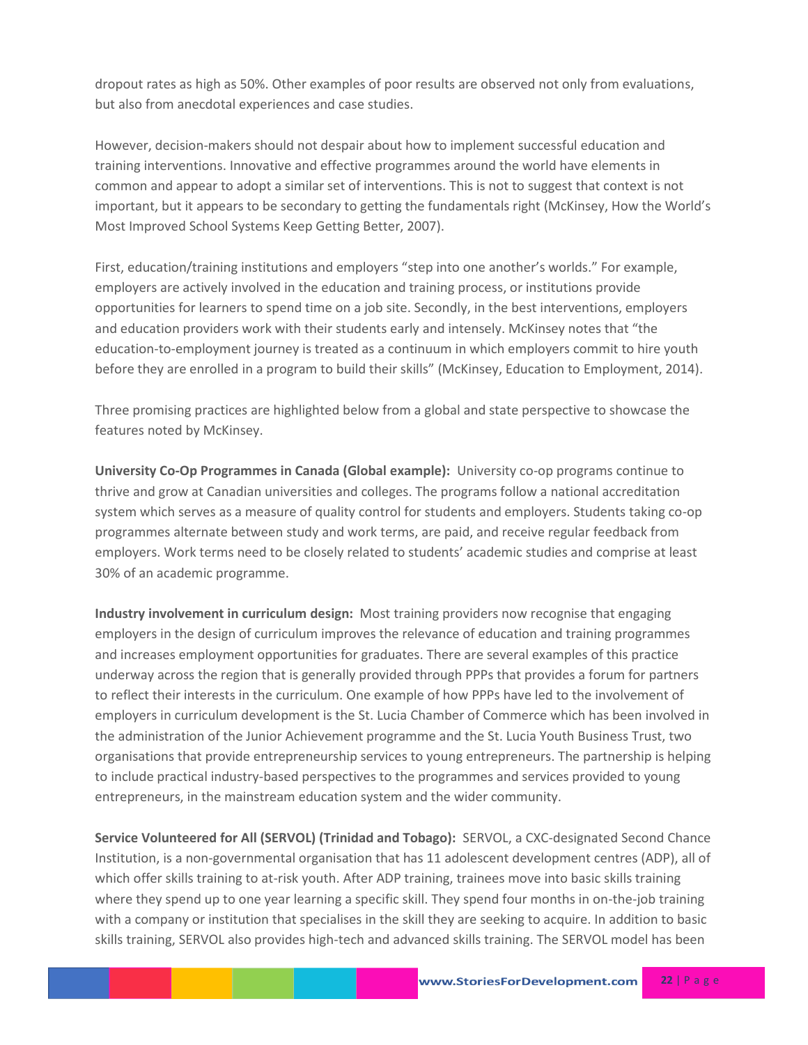dropout rates as high as 50%. Other examples of poor results are observed not only from evaluations, but also from anecdotal experiences and case studies.

However, decision-makers should not despair about how to implement successful education and training interventions. Innovative and effective programmes around the world have elements in common and appear to adopt a similar set of interventions. This is not to suggest that context is not important, but it appears to be secondary to getting the fundamentals right (McKinsey, How the World's Most Improved School Systems Keep Getting Better, 2007).

First, education/training institutions and employers "step into one another's worlds." For example, employers are actively involved in the education and training process, or institutions provide opportunities for learners to spend time on a job site. Secondly, in the best interventions, employers and education providers work with their students early and intensely. McKinsey notes that "the education-to-employment journey is treated as a continuum in which employers commit to hire youth before they are enrolled in a program to build their skills" (McKinsey, Education to Employment, 2014).

Three promising practices are highlighted below from a global and state perspective to showcase the features noted by McKinsey.

**University Co-Op Programmes in Canada (Global example):** University co-op programs continue to thrive and grow at Canadian universities and colleges. The programs follow a national accreditation system which serves as a measure of quality control for students and employers. Students taking co-op programmes alternate between study and work terms, are paid, and receive regular feedback from employers. Work terms need to be closely related to students' academic studies and comprise at least 30% of an academic programme.

**Industry involvement in curriculum design:** Most training providers now recognise that engaging employers in the design of curriculum improves the relevance of education and training programmes and increases employment opportunities for graduates. There are several examples of this practice underway across the region that is generally provided through PPPs that provides a forum for partners to reflect their interests in the curriculum. One example of how PPPs have led to the involvement of employers in curriculum development is the St. Lucia Chamber of Commerce which has been involved in the administration of the Junior Achievement programme and the St. Lucia Youth Business Trust, two organisations that provide entrepreneurship services to young entrepreneurs. The partnership is helping to include practical industry-based perspectives to the programmes and services provided to young entrepreneurs, in the mainstream education system and the wider community.

**Service Volunteered for All (SERVOL) (Trinidad and Tobago):** SERVOL, a CXC-designated Second Chance Institution, is a non-governmental organisation that has 11 adolescent development centres (ADP), all of which offer skills training to at-risk youth. After ADP training, trainees move into basic skills training where they spend up to one year learning a specific skill. They spend four months in on-the-job training with a company or institution that specialises in the skill they are seeking to acquire. In addition to basic skills training, SERVOL also provides high-tech and advanced skills training. The SERVOL model has been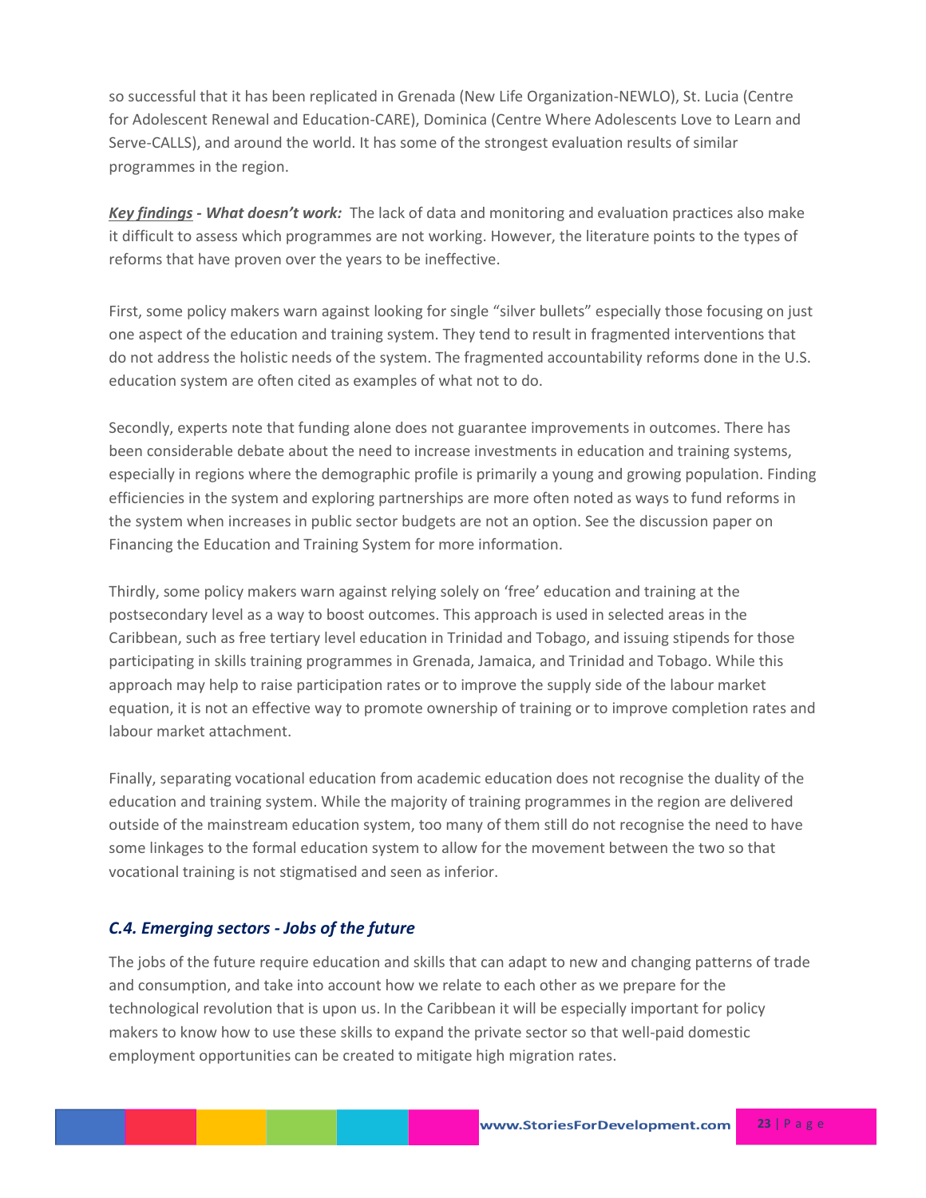so successful that it has been replicated in Grenada (New Life Organization-NEWLO), St. Lucia (Centre for Adolescent Renewal and Education-CARE), Dominica (Centre Where Adolescents Love to Learn and Serve-CALLS), and around the world. It has some of the strongest evaluation results of similar programmes in the region.

***Key findings* - *What doesn't work:*** The lack of data and monitoring and evaluation practices also make it difficult to assess which programmes are not working. However, the literature points to the types of reforms that have proven over the years to be ineffective.

First, some policy makers warn against looking for single "silver bullets" especially those focusing on just one aspect of the education and training system. They tend to result in fragmented interventions that do not address the holistic needs of the system. The fragmented accountability reforms done in the U.S. education system are often cited as examples of what not to do.

Secondly, experts note that funding alone does not guarantee improvements in outcomes. There has been considerable debate about the need to increase investments in education and training systems, especially in regions where the demographic profile is primarily a young and growing population. Finding efficiencies in the system and exploring partnerships are more often noted as ways to fund reforms in the system when increases in public sector budgets are not an option. See the discussion paper on Financing the Education and Training System for more information.

Thirdly, some policy makers warn against relying solely on 'free' education and training at the postsecondary level as a way to boost outcomes. This approach is used in selected areas in the Caribbean, such as free tertiary level education in Trinidad and Tobago, and issuing stipends for those participating in skills training programmes in Grenada, Jamaica, and Trinidad and Tobago. While this approach may help to raise participation rates or to improve the supply side of the labour market equation, it is not an effective way to promote ownership of training or to improve completion rates and labour market attachment.

Finally, separating vocational education from academic education does not recognise the duality of the education and training system. While the majority of training programmes in the region are delivered outside of the mainstream education system, too many of them still do not recognise the need to have some linkages to the formal education system to allow for the movement between the two so that vocational training is not stigmatised and seen as inferior.

### *C.4. Emerging sectors - Jobs of the future*

The jobs of the future require education and skills that can adapt to new and changing patterns of trade and consumption, and take into account how we relate to each other as we prepare for the technological revolution that is upon us. In the Caribbean it will be especially important for policy makers to know how to use these skills to expand the private sector so that well-paid domestic employment opportunities can be created to mitigate high migration rates.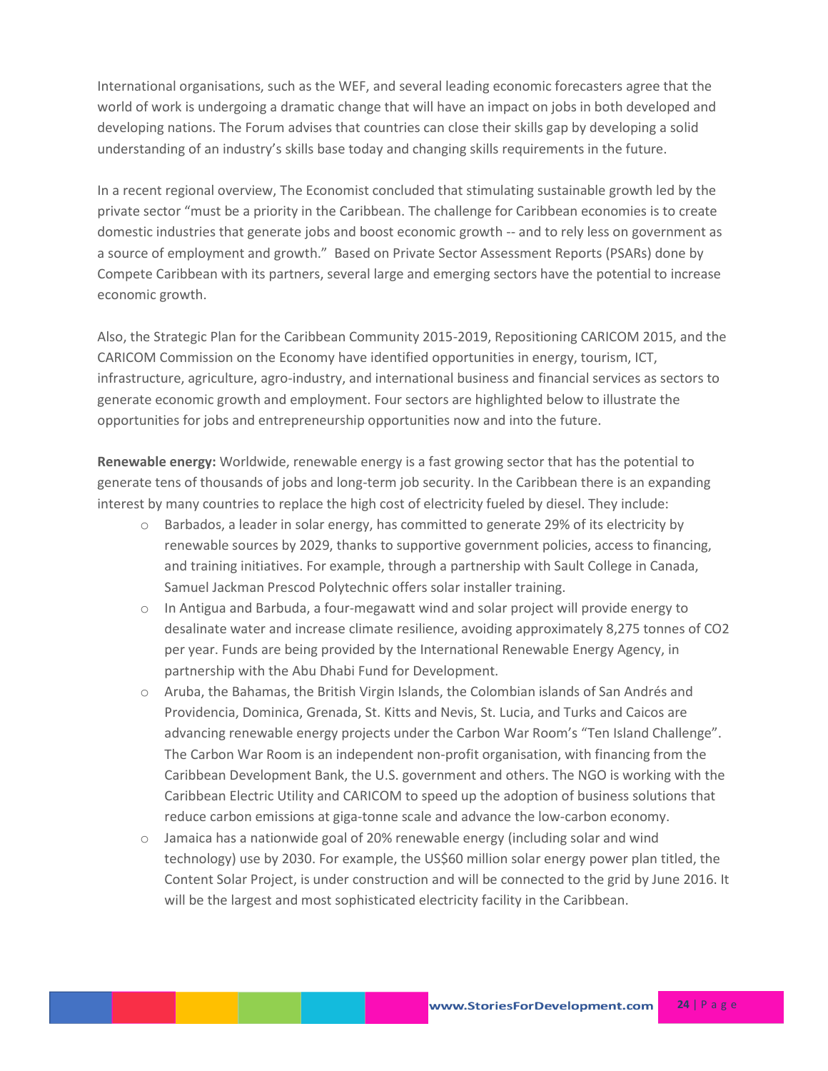International organisations, such as the WEF, and several leading economic forecasters agree that the world of work is undergoing a dramatic change that will have an impact on jobs in both developed and developing nations. The Forum advises that countries can close their skills gap by developing a solid understanding of an industry's skills base today and changing skills requirements in the future.

In a recent regional overview, The Economist concluded that stimulating sustainable growth led by the private sector "must be a priority in the Caribbean. The challenge for Caribbean economies is to create domestic industries that generate jobs and boost economic growth -- and to rely less on government as a source of employment and growth." Based on Private Sector Assessment Reports (PSARs) done by Compete Caribbean with its partners, several large and emerging sectors have the potential to increase economic growth.

Also, the Strategic Plan for the Caribbean Community 2015-2019, Repositioning CARICOM 2015, and the CARICOM Commission on the Economy have identified opportunities in energy, tourism, ICT, infrastructure, agriculture, agro-industry, and international business and financial services as sectors to generate economic growth and employment. Four sectors are highlighted below to illustrate the opportunities for jobs and entrepreneurship opportunities now and into the future.

**Renewable energy:** Worldwide, renewable energy is a fast growing sector that has the potential to generate tens of thousands of jobs and long-term job security. In the Caribbean there is an expanding interest by many countries to replace the high cost of electricity fueled by diesel. They include:

- Barbados, a leader in solar energy, has committed to generate 29% of its electricity by renewable sources by 2029, thanks to supportive government policies, access to financing, and training initiatives. For example, through a partnership with Sault College in Canada, Samuel Jackman Prescod Polytechnic offers solar installer training.
- In Antigua and Barbuda, a four-megawatt wind and solar project will provide energy to desalinate water and increase climate resilience, avoiding approximately 8,275 tonnes of $CO_2$ per year. Funds are being provided by the International Renewable Energy Agency, in partnership with the Abu Dhabi Fund for Development.
- Aruba, the Bahamas, the British Virgin Islands, the Colombian islands of San Andrés and Providencia, Dominica, Grenada, St. Kitts and Nevis, St. Lucia, and Turks and Caicos are advancing renewable energy projects under the Carbon War Room's "Ten Island Challenge". The Carbon War Room is an independent non-profit organisation, with financing from the Caribbean Development Bank, the U.S. government and others. The NGO is working with the Caribbean Electric Utility and CARICOM to speed up the adoption of business solutions that reduce carbon emissions at giga-tonne scale and advance the low-carbon economy.
- Jamaica has a nationwide goal of 20% renewable energy (including solar and wind technology) use by 2030. For example, the US$60 million solar energy power plan titled, the Content Solar Project, is under construction and will be connected to the grid by June 2016. It will be the largest and most sophisticated electricity facility in the Caribbean.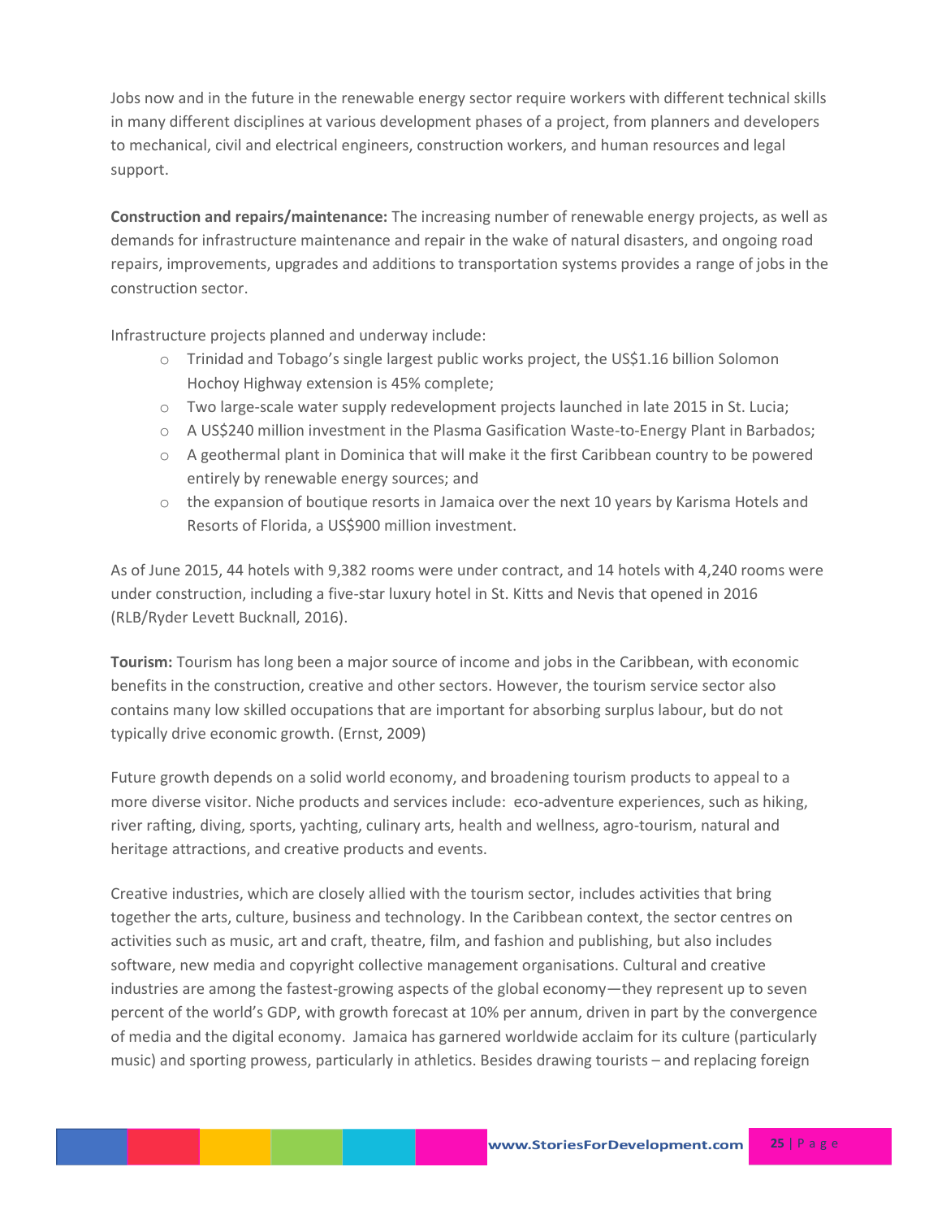Jobs now and in the future in the renewable energy sector require workers with different technical skills in many different disciplines at various development phases of a project, from planners and developers to mechanical, civil and electrical engineers, construction workers, and human resources and legal support.

**Construction and repairs/maintenance:** The increasing number of renewable energy projects, as well as demands for infrastructure maintenance and repair in the wake of natural disasters, and ongoing road repairs, improvements, upgrades and additions to transportation systems provides a range of jobs in the construction sector.

Infrastructure projects planned and underway include:

- Trinidad and Tobago's single largest public works project, the US$1.16 billion Solomon Hochoy Highway extension is 45% complete;
- Two large-scale water supply redevelopment projects launched in late 2015 in St. Lucia;
- A US$240 million investment in the Plasma Gasification Waste-to-Energy Plant in Barbados;
- A geothermal plant in Dominica that will make it the first Caribbean country to be powered entirely by renewable energy sources; and
- the expansion of boutique resorts in Jamaica over the next 10 years by Karisma Hotels and Resorts of Florida, a US$900 million investment.

As of June 2015, 44 hotels with 9,382 rooms were under contract, and 14 hotels with 4,240 rooms were under construction, including a five-star luxury hotel in St. Kitts and Nevis that opened in 2016 (RLB/Ryder Levett Bucknall, 2016).

**Tourism:** Tourism has long been a major source of income and jobs in the Caribbean, with economic benefits in the construction, creative and other sectors. However, the tourism service sector also contains many low skilled occupations that are important for absorbing surplus labour, but do not typically drive economic growth. (Ernst, 2009)

Future growth depends on a solid world economy, and broadening tourism products to appeal to a more diverse visitor. Niche products and services include: eco-adventure experiences, such as hiking, river rafting, diving, sports, yachting, culinary arts, health and wellness, agro-tourism, natural and heritage attractions, and creative products and events.

Creative industries, which are closely allied with the tourism sector, includes activities that bring together the arts, culture, business and technology. In the Caribbean context, the sector centres on activities such as music, art and craft, theatre, film, and fashion and publishing, but also includes software, new media and copyright collective management organisations. Cultural and creative industries are among the fastest-growing aspects of the global economy—they represent up to seven percent of the world's GDP, with growth forecast at 10% per annum, driven in part by the convergence of media and the digital economy. Jamaica has garnered worldwide acclaim for its culture (particularly music) and sporting prowess, particularly in athletics. Besides drawing tourists – and replacing foreign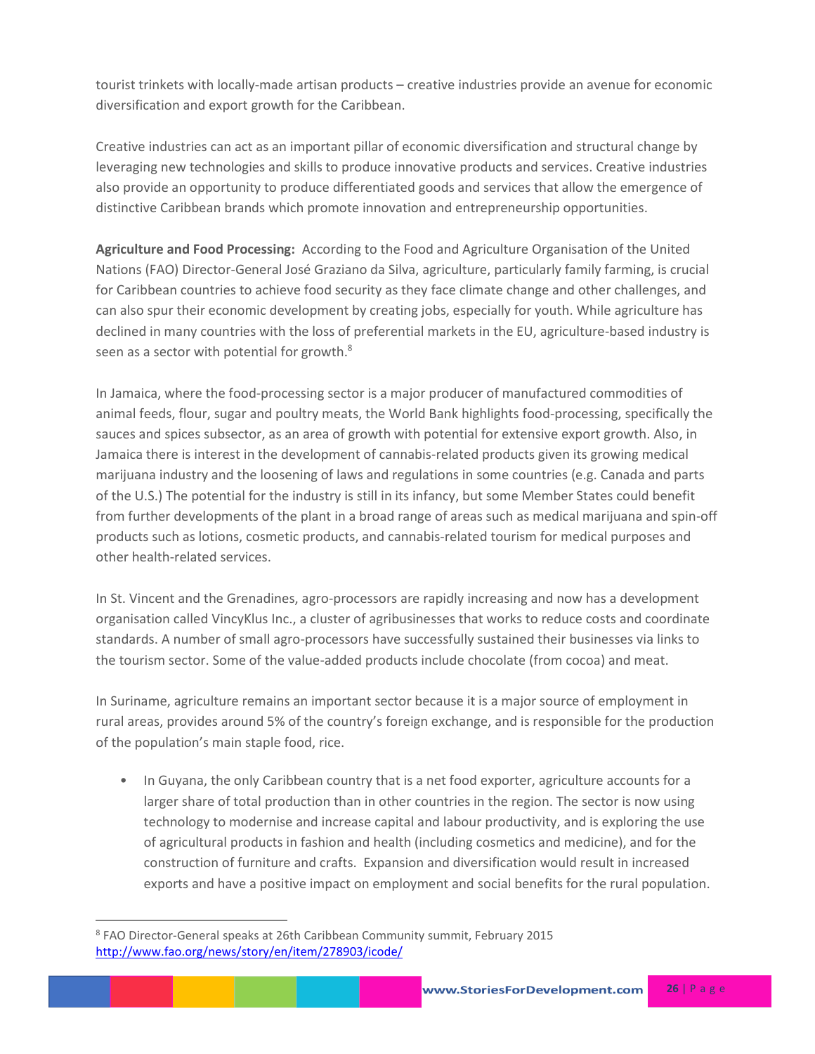tourist trinkets with locally-made artisan products – creative industries provide an avenue for economic diversification and export growth for the Caribbean.

Creative industries can act as an important pillar of economic diversification and structural change by leveraging new technologies and skills to produce innovative products and services. Creative industries also provide an opportunity to produce differentiated goods and services that allow the emergence of distinctive Caribbean brands which promote innovation and entrepreneurship opportunities.

**Agriculture and Food Processing:** According to the Food and Agriculture Organisation of the United Nations (FAO) Director-General José Graziano da Silva, agriculture, particularly family farming, is crucial for Caribbean countries to achieve food security as they face climate change and other challenges, and can also spur their economic development by creating jobs, especially for youth. While agriculture has declined in many countries with the loss of preferential markets in the EU, agriculture-based industry is seen as a sector with potential for growth.[8]

In Jamaica, where the food-processing sector is a major producer of manufactured commodities of animal feeds, flour, sugar and poultry meats, the World Bank highlights food-processing, specifically the sauces and spices subsector, as an area of growth with potential for extensive export growth. Also, in Jamaica there is interest in the development of cannabis-related products given its growing medical marijuana industry and the loosening of laws and regulations in some countries (e.g. Canada and parts of the U.S.) The potential for the industry is still in its infancy, but some Member States could benefit from further developments of the plant in a broad range of areas such as medical marijuana and spin-off products such as lotions, cosmetic products, and cannabis-related tourism for medical purposes and other health-related services.

In St. Vincent and the Grenadines, agro-processors are rapidly increasing and now has a development organisation called VincyKlus Inc., a cluster of agribusinesses that works to reduce costs and coordinate standards. A number of small agro-processors have successfully sustained their businesses via links to the tourism sector. Some of the value-added products include chocolate (from cocoa) and meat.

In Suriname, agriculture remains an important sector because it is a major source of employment in rural areas, provides around 5% of the country's foreign exchange, and is responsible for the production of the population's main staple food, rice.

- In Guyana, the only Caribbean country that is a net food exporter, agriculture accounts for a larger share of total production than in other countries in the region. The sector is now using technology to modernise and increase capital and labour productivity, and is exploring the use of agricultural products in fashion and health (including cosmetics and medicine), and for the construction of furniture and crafts. Expansion and diversification would result in increased exports and have a positive impact on employment and social benefits for the rural population.

---

[8] FAO Director-General speaks at 26th Caribbean Community summit, February 2015 http://www.fao.org/news/story/en/item/278903/icode/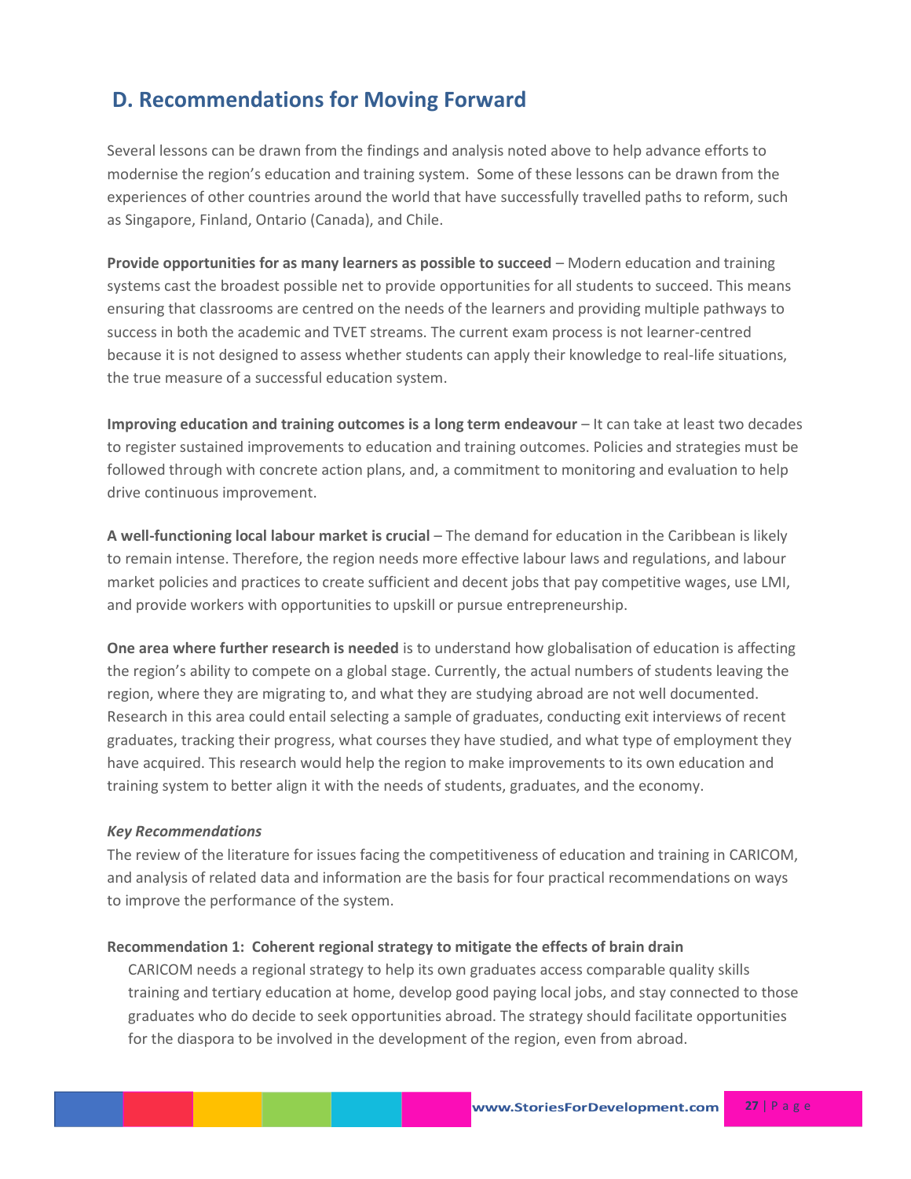## D. Recommendations for Moving Forward

Several lessons can be drawn from the findings and analysis noted above to help advance efforts to modernise the region's education and training system. Some of these lessons can be drawn from the experiences of other countries around the world that have successfully travelled paths to reform, such as Singapore, Finland, Ontario (Canada), and Chile.

**Provide opportunities for as many learners as possible to succeed** – Modern education and training systems cast the broadest possible net to provide opportunities for all students to succeed. This means ensuring that classrooms are centred on the needs of the learners and providing multiple pathways to success in both the academic and TVET streams. The current exam process is not learner-centred because it is not designed to assess whether students can apply their knowledge to real-life situations, the true measure of a successful education system.

**Improving education and training outcomes is a long term endeavour** – It can take at least two decades to register sustained improvements to education and training outcomes. Policies and strategies must be followed through with concrete action plans, and, a commitment to monitoring and evaluation to help drive continuous improvement.

**A well-functioning local labour market is crucial** – The demand for education in the Caribbean is likely to remain intense. Therefore, the region needs more effective labour laws and regulations, and labour market policies and practices to create sufficient and decent jobs that pay competitive wages, use LMI, and provide workers with opportunities to upskill or pursue entrepreneurship.

**One area where further research is needed** is to understand how globalisation of education is affecting the region's ability to compete on a global stage. Currently, the actual numbers of students leaving the region, where they are migrating to, and what they are studying abroad are not well documented. Research in this area could entail selecting a sample of graduates, conducting exit interviews of recent graduates, tracking their progress, what courses they have studied, and what type of employment they have acquired. This research would help the region to make improvements to its own education and training system to better align it with the needs of students, graduates, and the economy.

***Key Recommendations***

The review of the literature for issues facing the competitiveness of education and training in CARICOM, and analysis of related data and information are the basis for four practical recommendations on ways to improve the performance of the system.

**Recommendation 1: Coherent regional strategy to mitigate the effects of brain drain**

CARICOM needs a regional strategy to help its own graduates access comparable quality skills training and tertiary education at home, develop good paying local jobs, and stay connected to those graduates who do decide to seek opportunities abroad. The strategy should facilitate opportunities for the diaspora to be involved in the development of the region, even from abroad.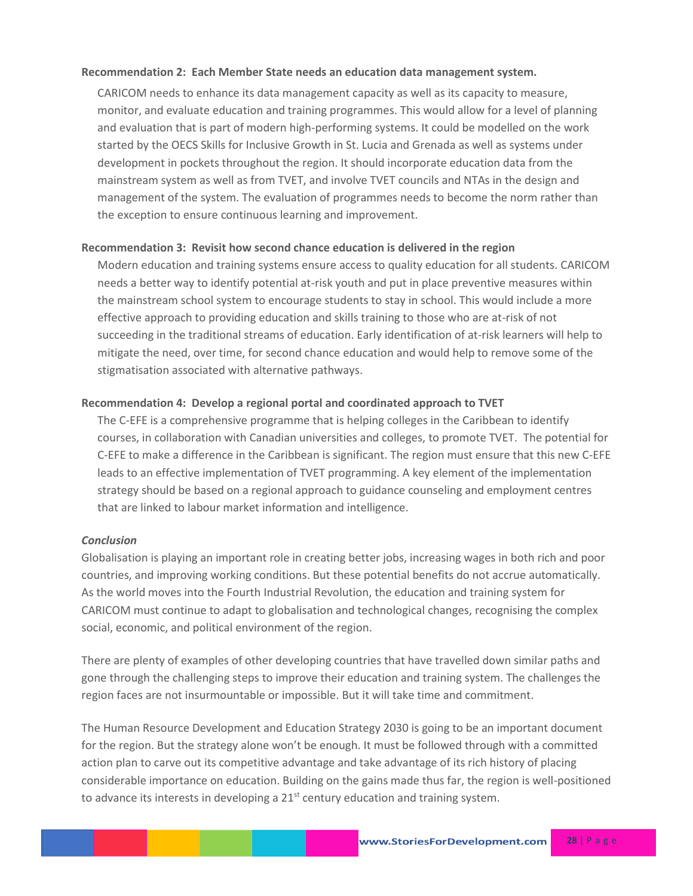**Recommendation 2: Each Member State needs an education data management system.**

CARICOM needs to enhance its data management capacity as well as its capacity to measure, monitor, and evaluate education and training programmes. This would allow for a level of planning and evaluation that is part of modern high-performing systems. It could be modelled on the work started by the OECS Skills for Inclusive Growth in St. Lucia and Grenada as well as systems under development in pockets throughout the region. It should incorporate education data from the mainstream system as well as from TVET, and involve TVET councils and NTAs in the design and management of the system. The evaluation of programmes needs to become the norm rather than the exception to ensure continuous learning and improvement.

**Recommendation 3: Revisit how second chance education is delivered in the region**

Modern education and training systems ensure access to quality education for all students. CARICOM needs a better way to identify potential at-risk youth and put in place preventive measures within the mainstream school system to encourage students to stay in school. This would include a more effective approach to providing education and skills training to those who are at-risk of not succeeding in the traditional streams of education. Early identification of at-risk learners will help to mitigate the need, over time, for second chance education and would help to remove some of the stigmatisation associated with alternative pathways.

**Recommendation 4: Develop a regional portal and coordinated approach to TVET**

The C-EFE is a comprehensive programme that is helping colleges in the Caribbean to identify courses, in collaboration with Canadian universities and colleges, to promote TVET. The potential for C-EFE to make a difference in the Caribbean is significant. The region must ensure that this new C-EFE leads to an effective implementation of TVET programming. A key element of the implementation strategy should be based on a regional approach to guidance counseling and employment centres that are linked to labour market information and intelligence.

***Conclusion***

Globalisation is playing an important role in creating better jobs, increasing wages in both rich and poor countries, and improving working conditions. But these potential benefits do not accrue automatically. As the world moves into the Fourth Industrial Revolution, the education and training system for CARICOM must continue to adapt to globalisation and technological changes, recognising the complex social, economic, and political environment of the region.

There are plenty of examples of other developing countries that have travelled down similar paths and gone through the challenging steps to improve their education and training system. The challenges the region faces are not insurmountable or impossible. But it will take time and commitment.

The Human Resource Development and Education Strategy 2030 is going to be an important document for the region. But the strategy alone won't be enough. It must be followed through with a committed action plan to carve out its competitive advantage and take advantage of its rich history of placing considerable importance on education. Building on the gains made thus far, the region is well-positioned to advance its interests in developing a 21st century education and training system.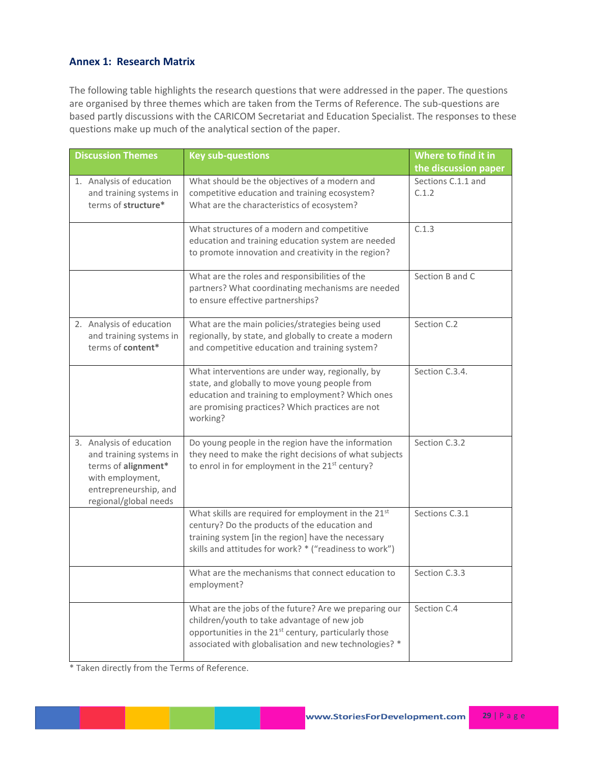### Annex 1: Research Matrix

The following table highlights the research questions that were addressed in the paper. The questions are organised by three themes which are taken from the Terms of Reference. The sub-questions are based partly discussions with the CARICOM Secretariat and Education Specialist. The responses to these questions make up much of the analytical section of the paper.

| Discussion Themes | Key sub-questions | Where to find it in the discussion paper |
|---|---|---|
| 1. Analysis of education and training systems in terms of **structure***| What should be the objectives of a modern and competitive education and training ecosystem? What are the characteristics of ecosystem? | Sections C.1.1 and C.1.2 |
| | What structures of a modern and competitive education and training education system are needed to promote innovation and creativity in the region? | C.1.3 |
| | What are the roles and responsibilities of the partners? What coordinating mechanisms are needed to ensure effective partnerships? | Section B and C |
| 2. Analysis of education and training systems in terms of **content*** | What are the main policies/strategies being used regionally, by state, and globally to create a modern and competitive education and training system? | Section C.2 |
| | What interventions are under way, regionally, by state, and globally to move young people from education and training to employment? Which ones are promising practices? Which practices are not working? | Section C.3.4. |
| 3. Analysis of education and training systems in terms of **alignment*** with employment, entrepreneurship, and regional/global needs | Do young people in the region have the information they need to make the right decisions of what subjects to enrol in for employment in the 21st century? | Section C.3.2 |
| | What skills are required for employment in the 21st century? Do the products of the education and training system [in the region] have the necessary skills and attitudes for work? * ("readiness to work") | Sections C.3.1 |
| | What are the mechanisms that connect education to employment? | Section C.3.3 |
| | What are the jobs of the future? Are we preparing our children/youth to take advantage of new job opportunities in the 21st century, particularly those associated with globalisation and new technologies? * | Section C.4 |

* Taken directly from the Terms of Reference.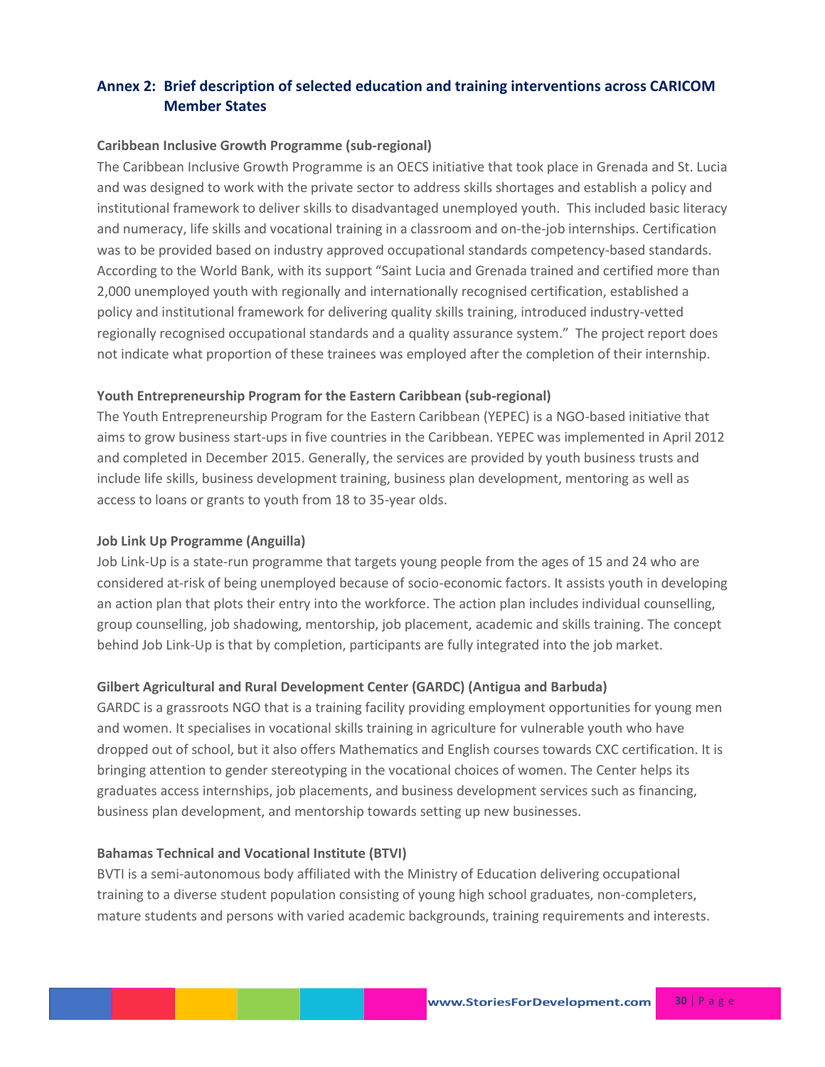## Annex 2: Brief description of selected education and training interventions across CARICOM Member States

**Caribbean Inclusive Growth Programme (sub-regional)**

The Caribbean Inclusive Growth Programme is an OECS initiative that took place in Grenada and St. Lucia and was designed to work with the private sector to address skills shortages and establish a policy and institutional framework to deliver skills to disadvantaged unemployed youth. This included basic literacy and numeracy, life skills and vocational training in a classroom and on-the-job internships. Certification was to be provided based on industry approved occupational standards competency-based standards. According to the World Bank, with its support "Saint Lucia and Grenada trained and certified more than 2,000 unemployed youth with regionally and internationally recognised certification, established a policy and institutional framework for delivering quality skills training, introduced industry-vetted regionally recognised occupational standards and a quality assurance system." The project report does not indicate what proportion of these trainees was employed after the completion of their internship.

**Youth Entrepreneurship Program for the Eastern Caribbean (sub-regional)**

The Youth Entrepreneurship Program for the Eastern Caribbean (YEPEC) is a NGO-based initiative that aims to grow business start-ups in five countries in the Caribbean. YEPEC was implemented in April 2012 and completed in December 2015. Generally, the services are provided by youth business trusts and include life skills, business development training, business plan development, mentoring as well as access to loans or grants to youth from 18 to 35-year olds.

**Job Link Up Programme (Anguilla)**

Job Link-Up is a state-run programme that targets young people from the ages of 15 and 24 who are considered at-risk of being unemployed because of socio-economic factors. It assists youth in developing an action plan that plots their entry into the workforce. The action plan includes individual counselling, group counselling, job shadowing, mentorship, job placement, academic and skills training. The concept behind Job Link-Up is that by completion, participants are fully integrated into the job market.

**Gilbert Agricultural and Rural Development Center (GARDC) (Antigua and Barbuda)**

GARDC is a grassroots NGO that is a training facility providing employment opportunities for young men and women. It specialises in vocational skills training in agriculture for vulnerable youth who have dropped out of school, but it also offers Mathematics and English courses towards CXC certification. It is bringing attention to gender stereotyping in the vocational choices of women. The Center helps its graduates access internships, job placements, and business development services such as financing, business plan development, and mentorship towards setting up new businesses.

**Bahamas Technical and Vocational Institute (BTVI)**

BVTI is a semi-autonomous body affiliated with the Ministry of Education delivering occupational training to a diverse student population consisting of young high school graduates, non-completers, mature students and persons with varied academic backgrounds, training requirements and interests.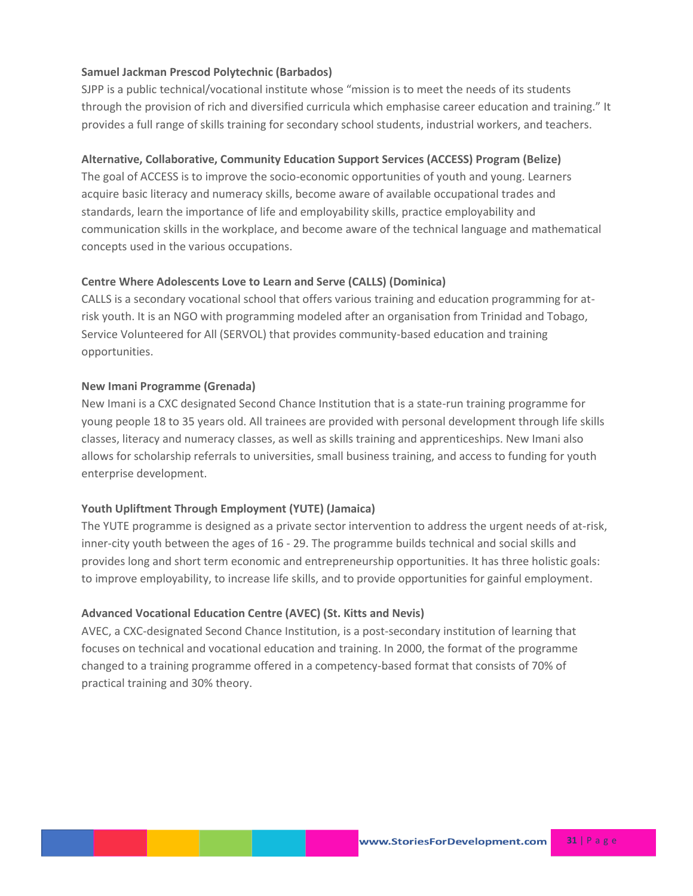**Samuel Jackman Prescod Polytechnic (Barbados)**

SJPP is a public technical/vocational institute whose “mission is to meet the needs of its students through the provision of rich and diversified curricula which emphasise career education and training.” It provides a full range of skills training for secondary school students, industrial workers, and teachers.

**Alternative, Collaborative, Community Education Support Services (ACCESS) Program (Belize)**

The goal of ACCESS is to improve the socio-economic opportunities of youth and young. Learners acquire basic literacy and numeracy skills, become aware of available occupational trades and standards, learn the importance of life and employability skills, practice employability and communication skills in the workplace, and become aware of the technical language and mathematical concepts used in the various occupations.

**Centre Where Adolescents Love to Learn and Serve (CALLS) (Dominica)**

CALLS is a secondary vocational school that offers various training and education programming for at-risk youth. It is an NGO with programming modeled after an organisation from Trinidad and Tobago, Service Volunteered for All (SERVOL) that provides community-based education and training opportunities.

**New Imani Programme (Grenada)**

New Imani is a CXC designated Second Chance Institution that is a state-run training programme for young people 18 to 35 years old. All trainees are provided with personal development through life skills classes, literacy and numeracy classes, as well as skills training and apprenticeships. New Imani also allows for scholarship referrals to universities, small business training, and access to funding for youth enterprise development.

**Youth Upliftment Through Employment (YUTE) (Jamaica)**

The YUTE programme is designed as a private sector intervention to address the urgent needs of at-risk, inner-city youth between the ages of 16 - 29. The programme builds technical and social skills and provides long and short term economic and entrepreneurship opportunities. It has three holistic goals: to improve employability, to increase life skills, and to provide opportunities for gainful employment.

**Advanced Vocational Education Centre (AVEC) (St. Kitts and Nevis)**

AVEC, a CXC-designated Second Chance Institution, is a post-secondary institution of learning that focuses on technical and vocational education and training. In 2000, the format of the programme changed to a training programme offered in a competency-based format that consists of 70% of practical training and 30% theory.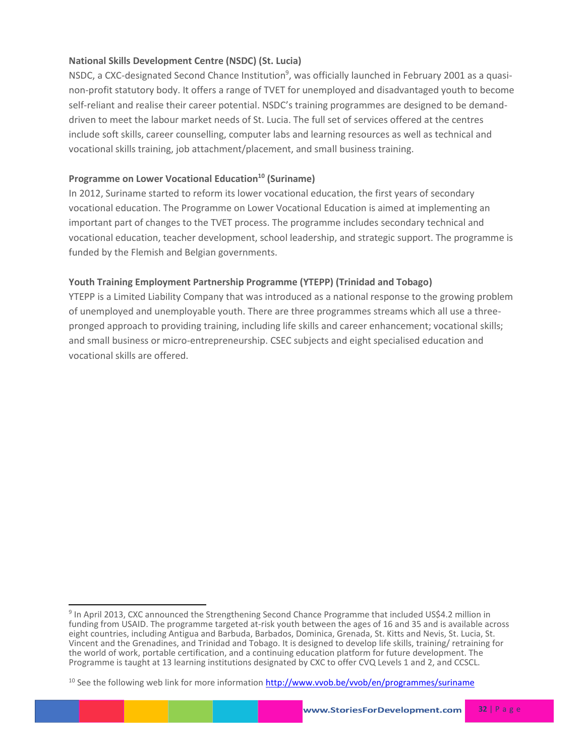**National Skills Development Centre (NSDC) (St. Lucia)**

NSDC, a CXC-designated Second Chance Institution[9], was officially launched in February 2001 as a quasi-non-profit statutory body. It offers a range of TVET for unemployed and disadvantaged youth to become self-reliant and realise their career potential. NSDC's training programmes are designed to be demand-driven to meet the labour market needs of St. Lucia. The full set of services offered at the centres include soft skills, career counselling, computer labs and learning resources as well as technical and vocational skills training, job attachment/placement, and small business training.

**Programme on Lower Vocational Education[10] (Suriname)**

In 2012, Suriname started to reform its lower vocational education, the first years of secondary vocational education. The Programme on Lower Vocational Education is aimed at implementing an important part of changes to the TVET process. The programme includes secondary technical and vocational education, teacher development, school leadership, and strategic support. The programme is funded by the Flemish and Belgian governments.

**Youth Training Employment Partnership Programme (YTEPP) (Trinidad and Tobago)**

YTEPP is a Limited Liability Company that was introduced as a national response to the growing problem of unemployed and unemployable youth. There are three programmes streams which all use a three-pronged approach to providing training, including life skills and career enhancement; vocational skills; and small business or micro-entrepreneurship. CSEC subjects and eight specialised education and vocational skills are offered.

---

[9] In April 2013, CXC announced the Strengthening Second Chance Programme that included US$4.2 million in funding from USAID. The programme targeted at-risk youth between the ages of 16 and 35 and is available across eight countries, including Antigua and Barbuda, Barbados, Dominica, Grenada, St. Kitts and Nevis, St. Lucia, St. Vincent and the Grenadines, and Trinidad and Tobago. It is designed to develop life skills, training/ retraining for the world of work, portable certification, and a continuing education platform for future development. The Programme is taught at 13 learning institutions designated by CXC to offer CVQ Levels 1 and 2, and CCSCL.

[10] See the following web link for more information [http://www.vvob.be/vvob/en/programmes/suriname](http://www.vvob.be/vvob/en/programmes/suriname)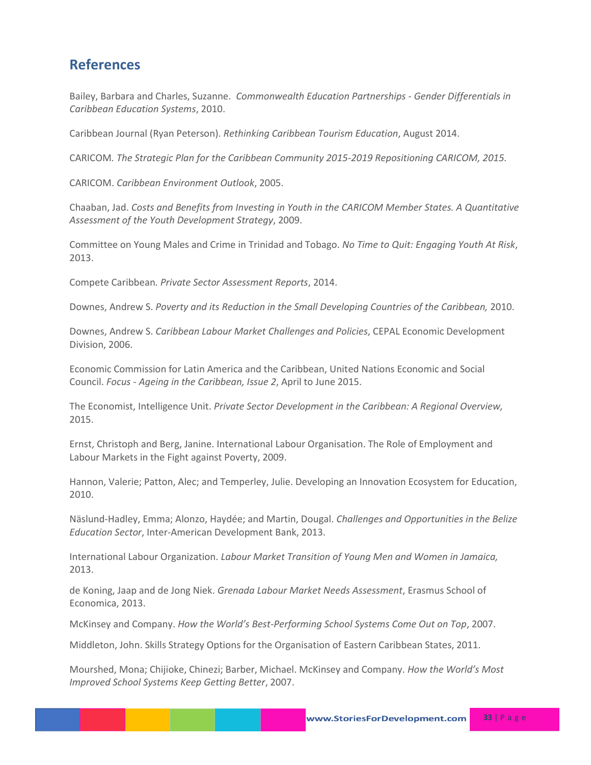## References

Bailey, Barbara and Charles, Suzanne. *Commonwealth Education Partnerships - Gender Differentials in Caribbean Education Systems*, 2010.

Caribbean Journal (Ryan Peterson). *Rethinking Caribbean Tourism Education*, August 2014.

CARICOM. *The Strategic Plan for the Caribbean Community 2015-2019 Repositioning CARICOM, 2015.*

CARICOM. *Caribbean Environment Outlook*, 2005.

Chaaban, Jad. *Costs and Benefits from Investing in Youth in the CARICOM Member States. A Quantitative Assessment of the Youth Development Strategy*, 2009.

Committee on Young Males and Crime in Trinidad and Tobago. *No Time to Quit: Engaging Youth At Risk*, 2013.

Compete Caribbean. *Private Sector Assessment Reports*, 2014.

Downes, Andrew S. *Poverty and its Reduction in the Small Developing Countries of the Caribbean,* 2010.

Downes, Andrew S. *Caribbean Labour Market Challenges and Policies*, CEPAL Economic Development Division, 2006.

Economic Commission for Latin America and the Caribbean, United Nations Economic and Social Council. *Focus - Ageing in the Caribbean, Issue 2*, April to June 2015.

The Economist, Intelligence Unit. *Private Sector Development in the Caribbean: A Regional Overview,* 2015.

Ernst, Christoph and Berg, Janine. International Labour Organisation. The Role of Employment and Labour Markets in the Fight against Poverty, 2009.

Hannon, Valerie; Patton, Alec; and Temperley, Julie. Developing an Innovation Ecosystem for Education, 2010.

Näslund-Hadley, Emma; Alonzo, Haydée; and Martin, Dougal. *Challenges and Opportunities in the Belize Education Sector*, Inter-American Development Bank, 2013.

International Labour Organization. *Labour Market Transition of Young Men and Women in Jamaica,* 2013.

de Koning, Jaap and de Jong Niek. *Grenada Labour Market Needs Assessment*, Erasmus School of Economica, 2013.

McKinsey and Company. *How the World's Best-Performing School Systems Come Out on Top*, 2007.

Middleton, John. Skills Strategy Options for the Organisation of Eastern Caribbean States, 2011.

Mourshed, Mona; Chijioke, Chinezi; Barber, Michael. McKinsey and Company. *How the World's Most Improved School Systems Keep Getting Better*, 2007.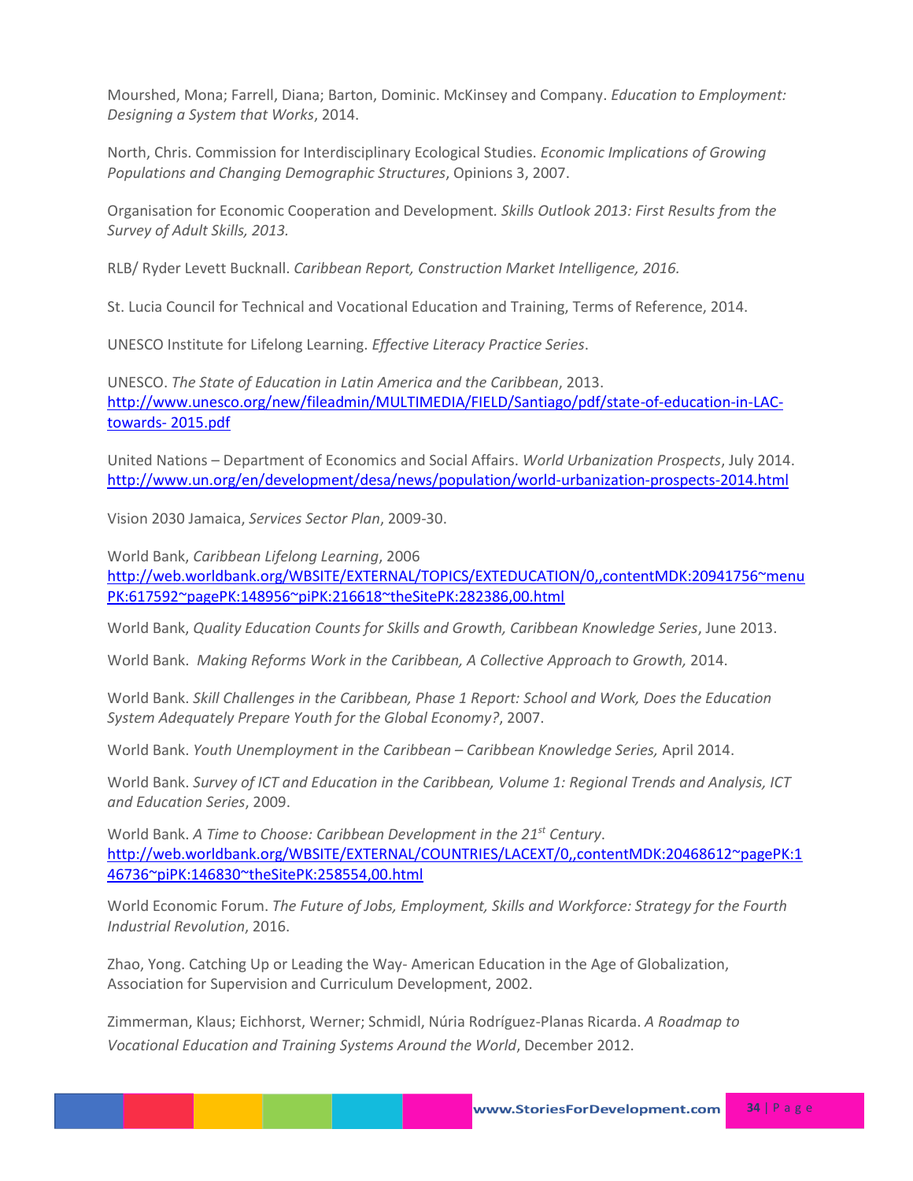Mourshed, Mona; Farrell, Diana; Barton, Dominic. McKinsey and Company. *Education to Employment: Designing a System that Works*, 2014.

North, Chris. Commission for Interdisciplinary Ecological Studies. *Economic Implications of Growing Populations and Changing Demographic Structures*, Opinions 3, 2007.

Organisation for Economic Cooperation and Development. *Skills Outlook 2013: First Results from the Survey of Adult Skills, 2013.*

RLB/ Ryder Levett Bucknall. *Caribbean Report, Construction Market Intelligence, 2016.*

St. Lucia Council for Technical and Vocational Education and Training, Terms of Reference, 2014.

UNESCO Institute for Lifelong Learning. *Effective Literacy Practice Series*.

UNESCO. *The State of Education in Latin America and the Caribbean*, 2013. http://www.unesco.org/new/fileadmin/MULTIMEDIA/FIELD/Santiago/pdf/state-of-education-in-LAC-towards- 2015.pdf

United Nations – Department of Economics and Social Affairs. *World Urbanization Prospects*, July 2014. http://www.un.org/en/development/desa/news/population/world-urbanization-prospects-2014.html

Vision 2030 Jamaica, *Services Sector Plan*, 2009-30.

World Bank, *Caribbean Lifelong Learning*, 2006 http://web.worldbank.org/WBSITE/EXTERNAL/TOPICS/EXTEDUCATION/0,,contentMDK:20941756~menuPK:617592~pagePK:148956~piPK:216618~theSitePK:282386,00.html

World Bank, *Quality Education Counts for Skills and Growth, Caribbean Knowledge Series*, June 2013.

World Bank. *Making Reforms Work in the Caribbean, A Collective Approach to Growth,* 2014.

World Bank. *Skill Challenges in the Caribbean, Phase 1 Report: School and Work, Does the Education System Adequately Prepare Youth for the Global Economy?*, 2007.

World Bank. *Youth Unemployment in the Caribbean – Caribbean Knowledge Series,* April 2014.

World Bank. *Survey of ICT and Education in the Caribbean, Volume 1: Regional Trends and Analysis, ICT and Education Series*, 2009.

World Bank. *A Time to Choose: Caribbean Development in the 21st Century*. http://web.worldbank.org/WBSITE/EXTERNAL/COUNTRIES/LACEXT/0,,contentMDK:20468612~pagePK:146736~piPK:146830~theSitePK:258554,00.html

World Economic Forum. *The Future of Jobs, Employment, Skills and Workforce: Strategy for the Fourth Industrial Revolution*, 2016.

Zhao, Yong. Catching Up or Leading the Way- American Education in the Age of Globalization, Association for Supervision and Curriculum Development, 2002.

Zimmerman, Klaus; Eichhorst, Werner; Schmidl, Núria Rodríguez-Planas Ricarda. *A Roadmap to Vocational Education and Training Systems Around the World*, December 2012.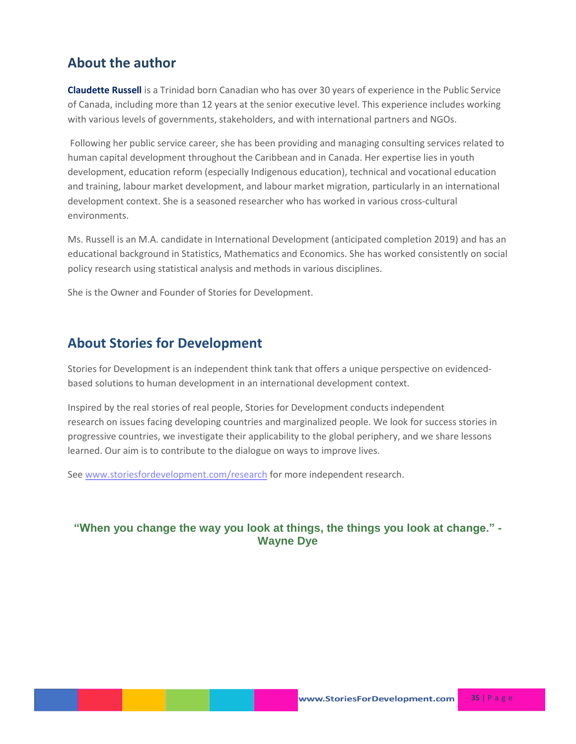## About the author

**Claudette Russell** is a Trinidad born Canadian who has over 30 years of experience in the Public Service of Canada, including more than 12 years at the senior executive level. This experience includes working with various levels of governments, stakeholders, and with international partners and NGOs.

Following her public service career, she has been providing and managing consulting services related to human capital development throughout the Caribbean and in Canada. Her expertise lies in youth development, education reform (especially Indigenous education), technical and vocational education and training, labour market development, and labour market migration, particularly in an international development context. She is a seasoned researcher who has worked in various cross-cultural environments.

Ms. Russell is an M.A. candidate in International Development (anticipated completion 2019) and has an educational background in Statistics, Mathematics and Economics. She has worked consistently on social policy research using statistical analysis and methods in various disciplines.

She is the Owner and Founder of Stories for Development.

## About Stories for Development

Stories for Development is an independent think tank that offers a unique perspective on evidenced-based solutions to human development in an international development context.

Inspired by the real stories of real people, Stories for Development conducts independent research on issues facing developing countries and marginalized people. We look for success stories in progressive countries, we investigate their applicability to the global periphery, and we share lessons learned. Our aim is to contribute to the dialogue on ways to improve lives.

See www.storiesfordevelopment.com/research for more independent research.

**"When you change the way you look at things, the things you look at change." - Wayne Dye**